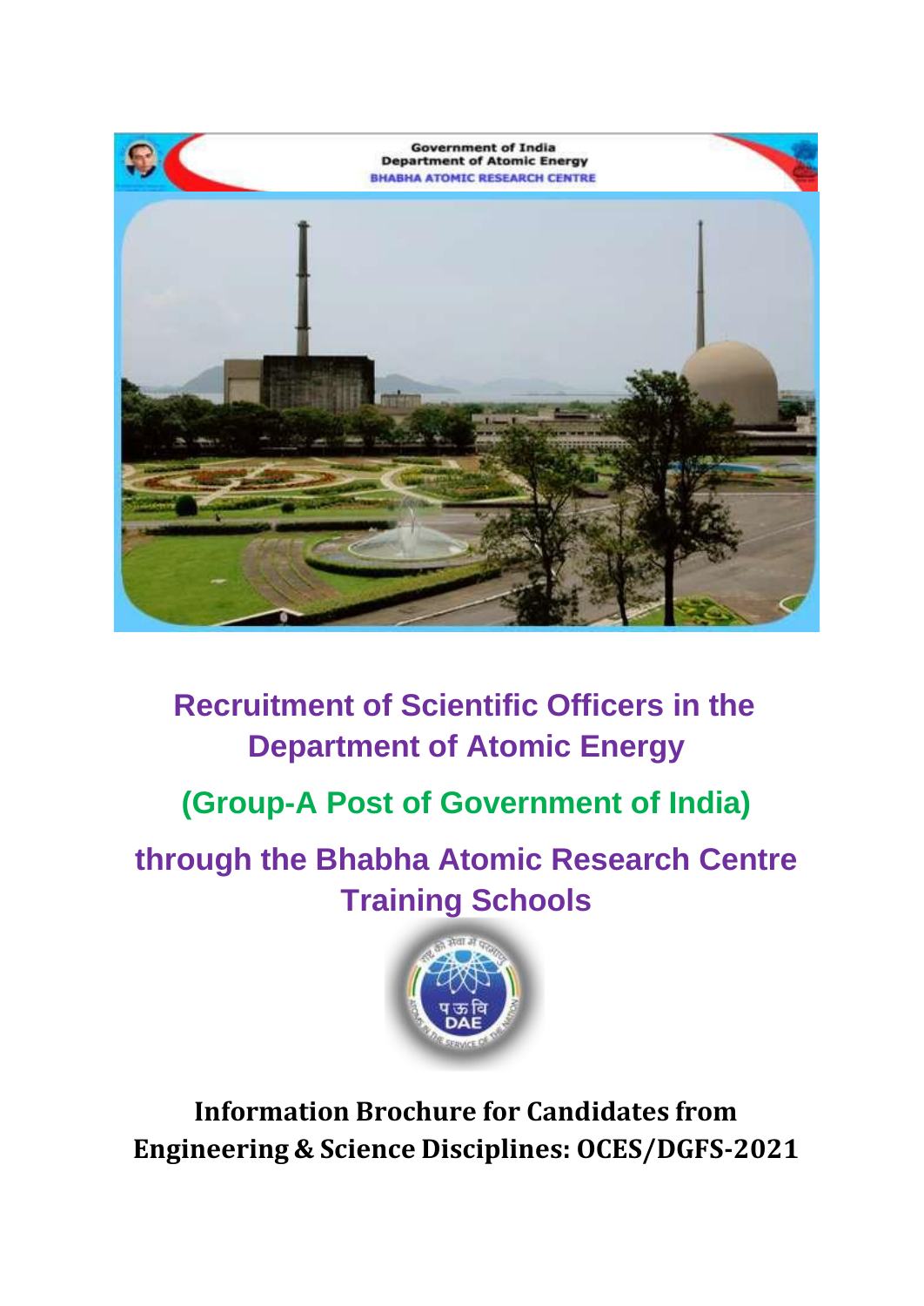Government of India
Department of Atomic Energy
BHABHA ATOMIC RESEARCH CENTRE

# Recruitment of Scientific Officers in the Department of Atomic Energy

## (Group-A Post of Government of India)

# through the Bhabha Atomic Research Centre Training Schools

**Information Brochure for Candidates from Engineering & Science Disciplines: OCES/DGFS-2021**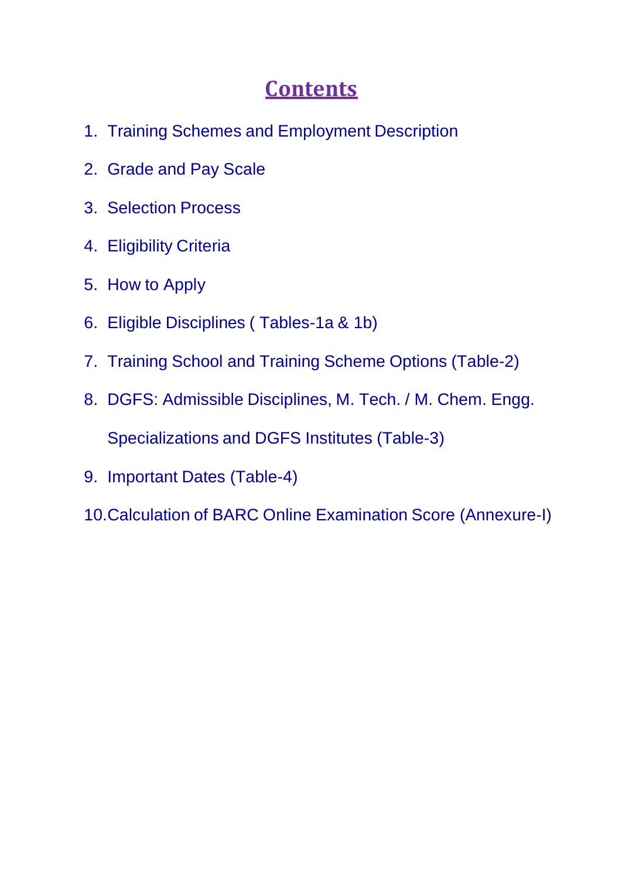# Contents

1. Training Schemes and Employment Description
2. Grade and Pay Scale
3. Selection Process
4. Eligibility Criteria
5. How to Apply
6. Eligible Disciplines ( Tables-1a & 1b)
7. Training School and Training Scheme Options (Table-2)
8. DGFS: Admissible Disciplines, M. Tech. / M. Chem. Engg. Specializations and DGFS Institutes (Table-3)
9. Important Dates (Table-4)
10. Calculation of BARC Online Examination Score (Annexure-I)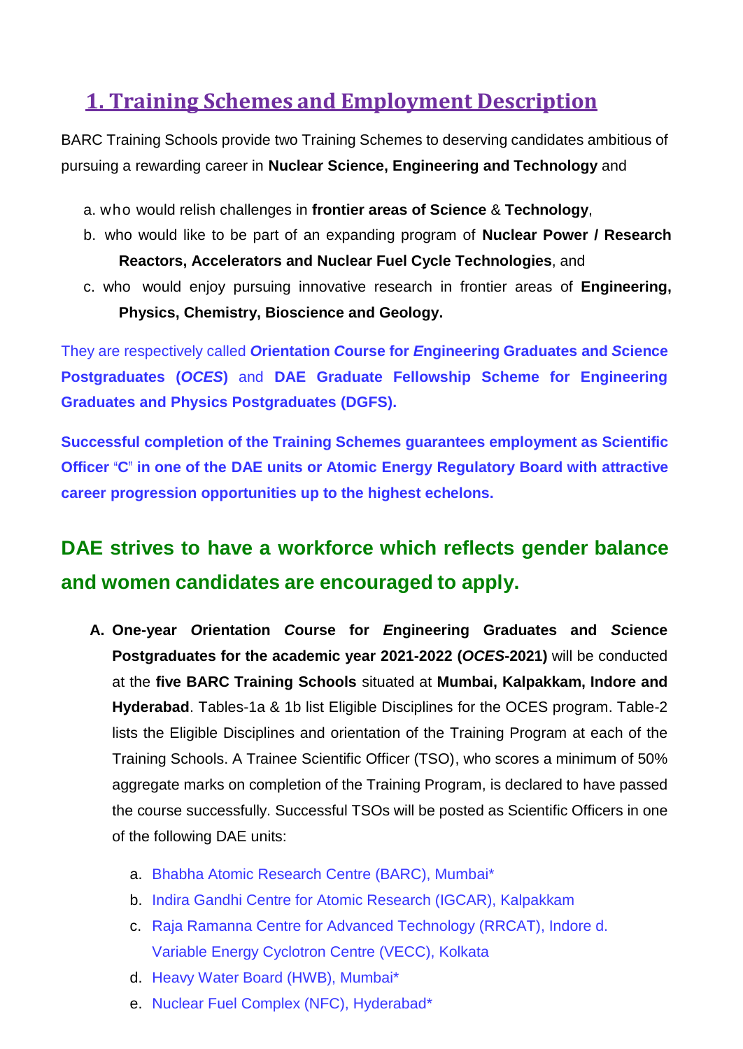## 1. Training Schemes and Employment Description

BARC Training Schools provide two Training Schemes to deserving candidates ambitious of pursuing a rewarding career in **Nuclear Science, Engineering and Technology** and

a. who would relish challenges in **frontier areas of Science** & **Technology**,
b. who would like to be part of an expanding program of **Nuclear Power / Research Reactors, Accelerators and Nuclear Fuel Cycle Technologies**, and
c. who would enjoy pursuing innovative research in frontier areas of **Engineering, Physics, Chemistry, Bioscience and Geology.**

They are respectively called ***O*rientation *C*ourse for *E*ngineering Graduates and *S*cience Postgraduates (*OCES*)** and **DAE Graduate Fellowship Scheme for Engineering Graduates and Physics Postgraduates (DGFS).**

**Successful completion of the Training Schemes guarantees employment as Scientific Officer "C" in one of the DAE units or Atomic Energy Regulatory Board with attractive career progression opportunities up to the highest echelons.**

### DAE strives to have a workforce which reflects gender balance and women candidates are encouraged to apply.

A. **One-year *O*rientation *C*ourse for *E*ngineering Graduates and *S*cience Postgraduates for the academic year 2021-2022 (*OCES*-2021)** will be conducted at the **five BARC Training Schools** situated at **Mumbai, Kalpakkam, Indore and Hyderabad**. Tables-1a & 1b list Eligible Disciplines for the OCES program. Table-2 lists the Eligible Disciplines and orientation of the Training Program at each of the Training Schools. A Trainee Scientific Officer (TSO), who scores a minimum of 50% aggregate marks on completion of the Training Program, is declared to have passed the course successfully. Successful TSOs will be posted as Scientific Officers in one of the following DAE units:

   a. Bhabha Atomic Research Centre (BARC), Mumbai*
   b. Indira Gandhi Centre for Atomic Research (IGCAR), Kalpakkam
   c. Raja Ramanna Centre for Advanced Technology (RRCAT), Indore d. Variable Energy Cyclotron Centre (VECC), Kolkata
   d. Heavy Water Board (HWB), Mumbai*
   e. Nuclear Fuel Complex (NFC), Hyderabad*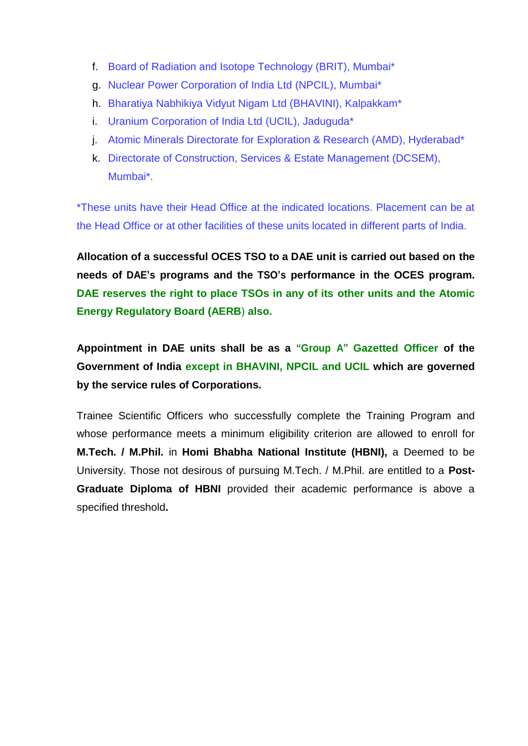f. Board of Radiation and Isotope Technology (BRIT), Mumbai*
g. Nuclear Power Corporation of India Ltd (NPCIL), Mumbai*
h. Bharatiya Nabhikiya Vidyut Nigam Ltd (BHAVINI), Kalpakkam*
i. Uranium Corporation of India Ltd (UCIL), Jaduguda*
j. Atomic Minerals Directorate for Exploration & Research (AMD), Hyderabad*
k. Directorate of Construction, Services & Estate Management (DCSEM), Mumbai*.

*These units have their Head Office at the indicated locations. Placement can be at the Head Office or at other facilities of these units located in different parts of India.

**Allocation of a successful OCES TSO to a DAE unit is carried out based on the needs of DAE's programs and the TSO's performance in the OCES program. DAE reserves the right to place TSOs in any of its other units and the Atomic Energy Regulatory Board (AERB) also.**

**Appointment in DAE units shall be as a "Group A" Gazetted Officer of the Government of India except in BHAVINI, NPCIL and UCIL which are governed by the service rules of Corporations.**

Trainee Scientific Officers who successfully complete the Training Program and whose performance meets a minimum eligibility criterion are allowed to enroll for **M.Tech. / M.Phil.** in **Homi Bhabha National Institute (HBNI),** a Deemed to be University. Those not desirous of pursuing M.Tech. / M.Phil. are entitled to a **Post-Graduate Diploma of HBNI** provided their academic performance is above a specified threshold**.**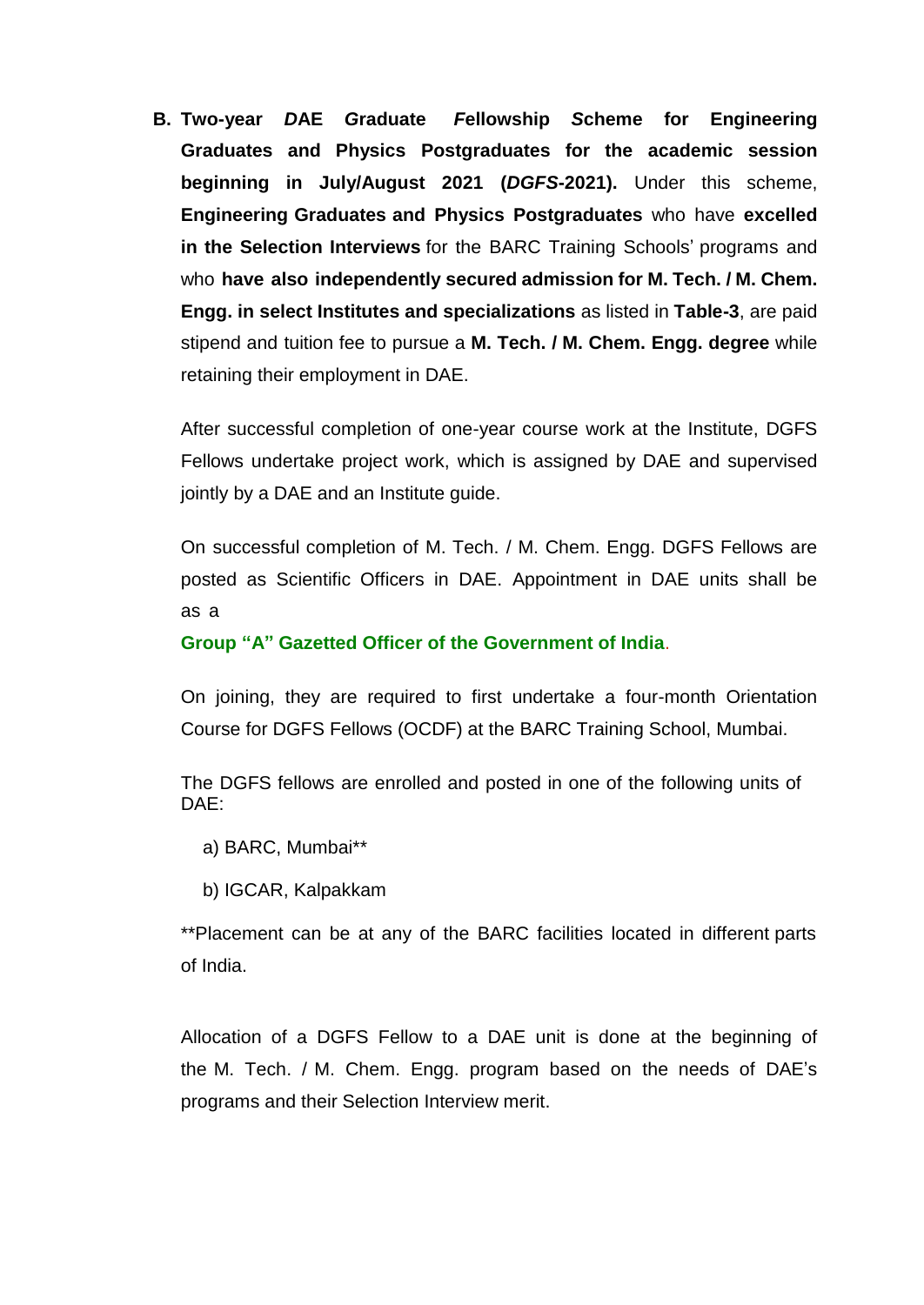**B. Two-year *D*AE *G*raduate *F*ellowship *S*cheme for Engineering Graduates and Physics Postgraduates for the academic session beginning in July/August 2021 (*DGFS*-2021).** Under this scheme, **Engineering Graduates and Physics Postgraduates** who have **excelled in the Selection Interviews** for the BARC Training Schools' programs and who **have also independently secured admission for M. Tech. / M. Chem. Engg. in select Institutes and specializations** as listed in **Table-3**, are paid stipend and tuition fee to pursue a **M. Tech. / M. Chem. Engg. degree** while retaining their employment in DAE.

After successful completion of one-year course work at the Institute, DGFS Fellows undertake project work, which is assigned by DAE and supervised jointly by a DAE and an Institute guide.

On successful completion of M. Tech. / M. Chem. Engg. DGFS Fellows are posted as Scientific Officers in DAE. Appointment in DAE units shall be as a

**Group "A" Gazetted Officer of the Government of India**.

On joining, they are required to first undertake a four-month Orientation Course for DGFS Fellows (OCDF) at the BARC Training School, Mumbai.

The DGFS fellows are enrolled and posted in one of the following units of DAE:

a) BARC, Mumbai**

b) IGCAR, Kalpakkam

**Placement can be at any of the BARC facilities located in different parts of India.

Allocation of a DGFS Fellow to a DAE unit is done at the beginning of the M. Tech. / M. Chem. Engg. program based on the needs of DAE's programs and their Selection Interview merit.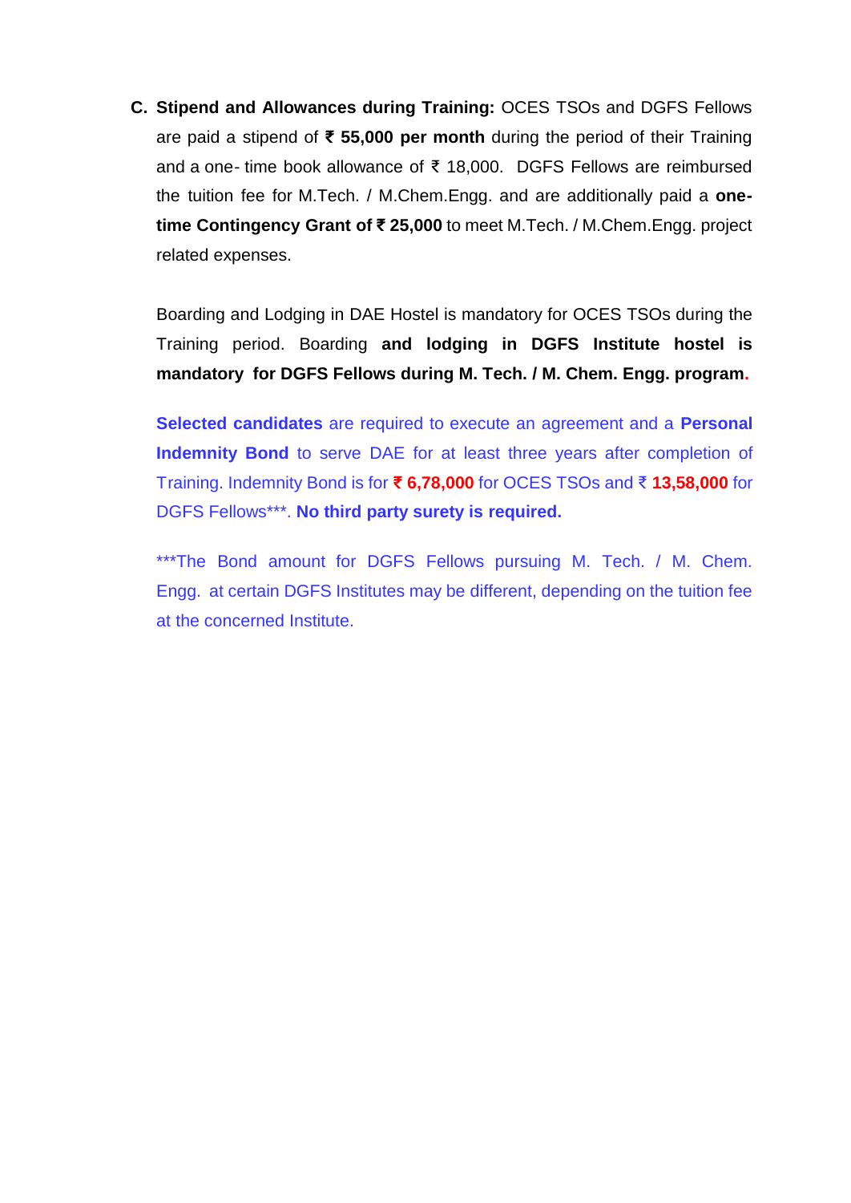**C. Stipend and Allowances during Training:** OCES TSOs and DGFS Fellows are paid a stipend of **₹ 55,000 per month** during the period of their Training and a one- time book allowance of ₹ 18,000. DGFS Fellows are reimbursed the tuition fee for M.Tech. / M.Chem.Engg. and are additionally paid a **one-time Contingency Grant of ₹ 25,000** to meet M.Tech. / M.Chem.Engg. project related expenses.

Boarding and Lodging in DAE Hostel is mandatory for OCES TSOs during the Training period. Boarding **and lodging in DGFS Institute hostel is mandatory for DGFS Fellows during M. Tech. / M. Chem. Engg. program.**

**Selected candidates** are required to execute an agreement and a **Personal Indemnity Bond** to serve DAE for at least three years after completion of Training. Indemnity Bond is for **₹ 6,78,000** for OCES TSOs and ₹ **13,58,000** for DGFS Fellows***. **No third party surety is required.**

***The Bond amount for DGFS Fellows pursuing M. Tech. / M. Chem. Engg. at certain DGFS Institutes may be different, depending on the tuition fee at the concerned Institute.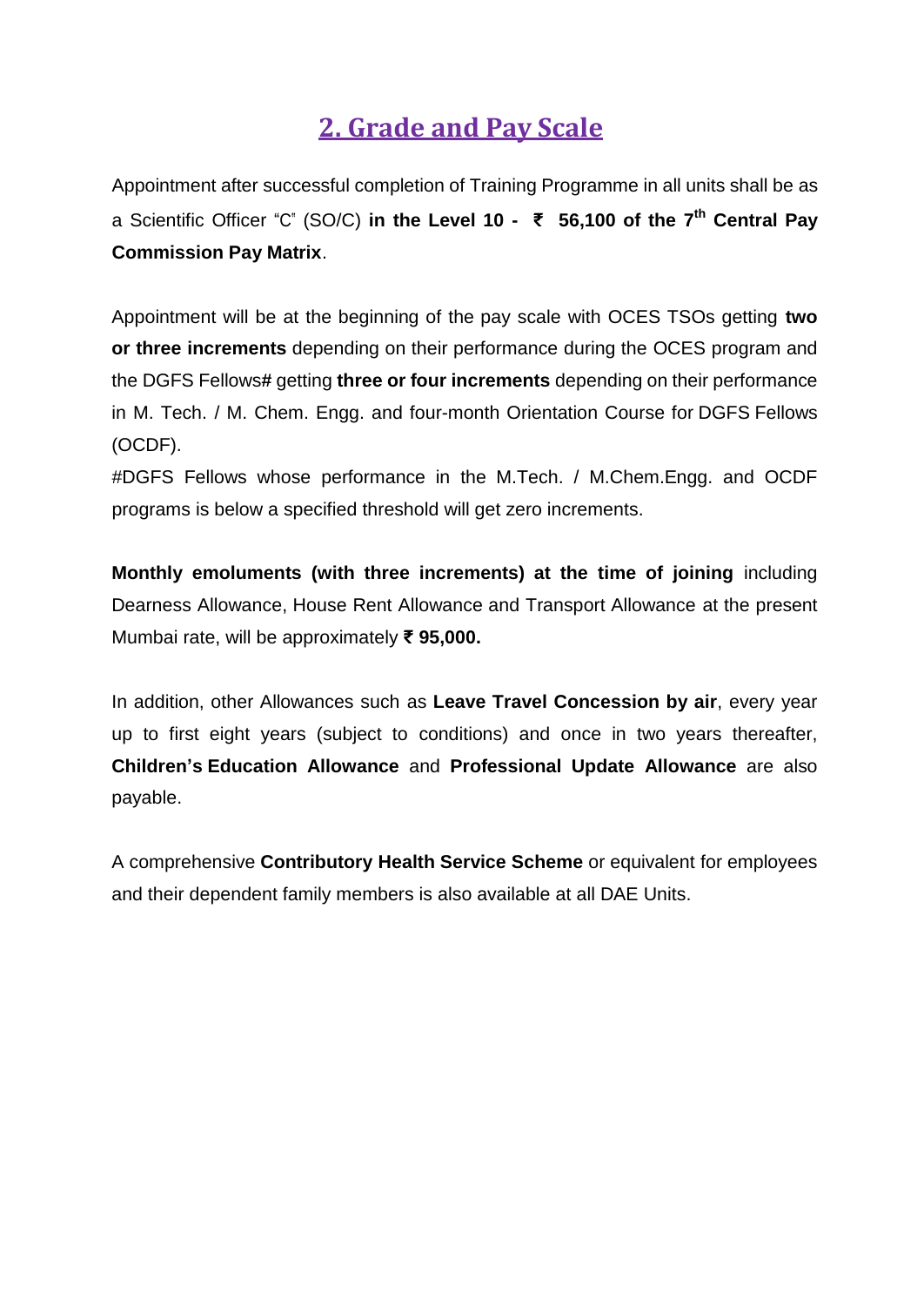## 2. Grade and Pay Scale

Appointment after successful completion of Training Programme in all units shall be as a Scientific Officer "C" (SO/C) **in the Level 10 - ₹ 56,100 of the 7th Central Pay Commission Pay Matrix**.

Appointment will be at the beginning of the pay scale with OCES TSOs getting **two or three increments** depending on their performance during the OCES program and the DGFS Fellows# getting **three or four increments** depending on their performance in M. Tech. / M. Chem. Engg. and four-month Orientation Course for DGFS Fellows (OCDF).

#DGFS Fellows whose performance in the M.Tech. / M.Chem.Engg. and OCDF programs is below a specified threshold will get zero increments.

**Monthly emoluments (with three increments) at the time of joining** including Dearness Allowance, House Rent Allowance and Transport Allowance at the present Mumbai rate, will be approximately **₹ 95,000.**

In addition, other Allowances such as **Leave Travel Concession by air**, every year up to first eight years (subject to conditions) and once in two years thereafter, **Children's Education Allowance** and **Professional Update Allowance** are also payable.

A comprehensive **Contributory Health Service Scheme** or equivalent for employees and their dependent family members is also available at all DAE Units.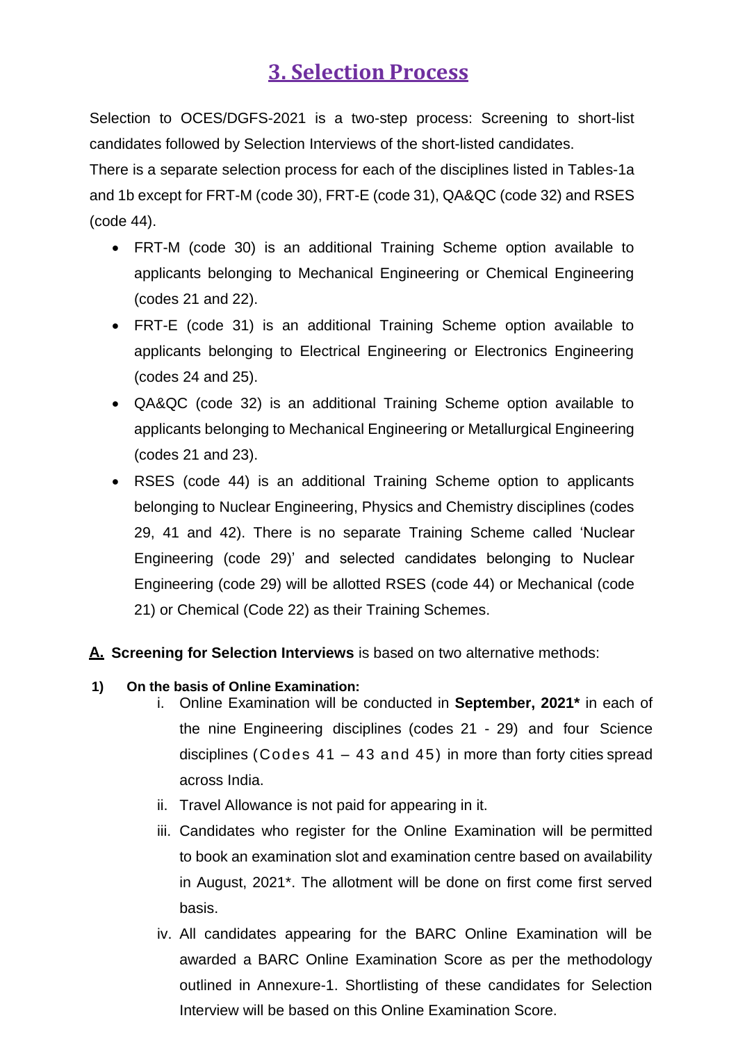# 3. Selection Process

Selection to OCES/DGFS-2021 is a two-step process: Screening to short-list candidates followed by Selection Interviews of the short-listed candidates.

There is a separate selection process for each of the disciplines listed in Tables-1a and 1b except for FRT-M (code 30), FRT-E (code 31), QA&QC (code 32) and RSES (code 44).

- FRT-M (code 30) is an additional Training Scheme option available to applicants belonging to Mechanical Engineering or Chemical Engineering (codes 21 and 22).
- FRT-E (code 31) is an additional Training Scheme option available to applicants belonging to Electrical Engineering or Electronics Engineering (codes 24 and 25).
- QA&QC (code 32) is an additional Training Scheme option available to applicants belonging to Mechanical Engineering or Metallurgical Engineering (codes 21 and 23).
- RSES (code 44) is an additional Training Scheme option to applicants belonging to Nuclear Engineering, Physics and Chemistry disciplines (codes 29, 41 and 42). There is no separate Training Scheme called 'Nuclear Engineering (code 29)' and selected candidates belonging to Nuclear Engineering (code 29) will be allotted RSES (code 44) or Mechanical (code 21) or Chemical (Code 22) as their Training Schemes.

**A. Screening for Selection Interviews** is based on two alternative methods:

**1) On the basis of Online Examination:**

i. Online Examination will be conducted in **September, 2021*** in each of the nine Engineering disciplines (codes 21 - 29) and four Science disciplines (Codes 41 – 43 and 45) in more than forty cities spread across India.

ii. Travel Allowance is not paid for appearing in it.

iii. Candidates who register for the Online Examination will be permitted to book an examination slot and examination centre based on availability in August, 2021*. The allotment will be done on first come first served basis.

iv. All candidates appearing for the BARC Online Examination will be awarded a BARC Online Examination Score as per the methodology outlined in Annexure-1. Shortlisting of these candidates for Selection Interview will be based on this Online Examination Score.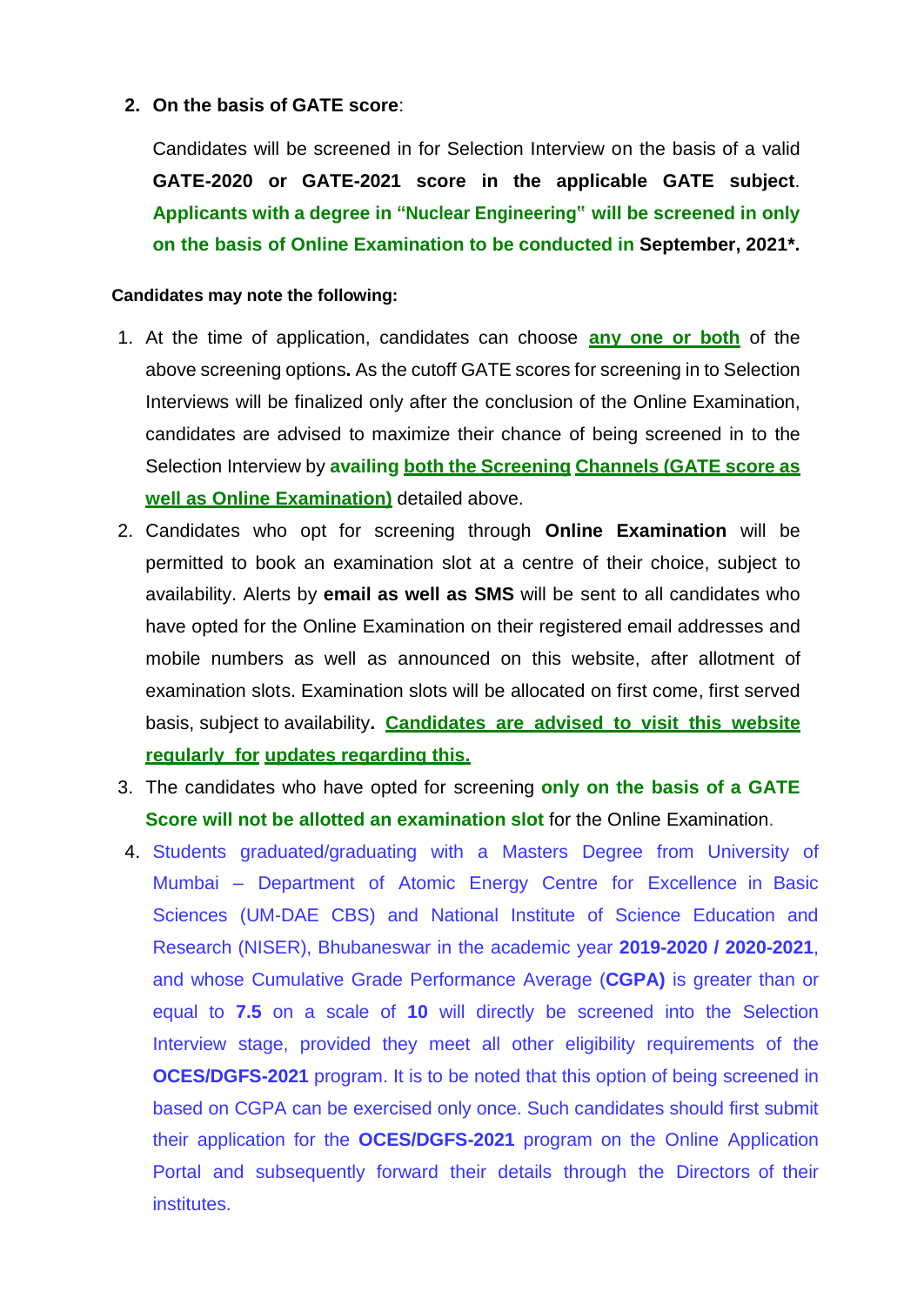2. **On the basis of GATE score**:

   Candidates will be screened in for Selection Interview on the basis of a valid **GATE-2020 or GATE-2021 score in the applicable GATE subject**. **Applicants with a degree in "Nuclear Engineering" will be screened in only on the basis of Online Examination to be conducted in September, 2021*.**

**Candidates may note the following:**

1. At the time of application, candidates can choose **any one or both** of the above screening options**.** As the cutoff GATE scores for screening in to Selection Interviews will be finalized only after the conclusion of the Online Examination, candidates are advised to maximize their chance of being screened in to the Selection Interview by **availing both the Screening Channels (GATE score as well as Online Examination)** detailed above.
2. Candidates who opt for screening through **Online Examination** will be permitted to book an examination slot at a centre of their choice, subject to availability. Alerts by **email as well as SMS** will be sent to all candidates who have opted for the Online Examination on their registered email addresses and mobile numbers as well as announced on this website, after allotment of examination slots. Examination slots will be allocated on first come, first served basis, subject to availability**. Candidates are advised to visit this website regularly for updates regarding this.**
3. The candidates who have opted for screening **only on the basis of a GATE Score will not be allotted an examination slot** for the Online Examination.
4. Students graduated/graduating with a Masters Degree from University of Mumbai – Department of Atomic Energy Centre for Excellence in Basic Sciences (UM-DAE CBS) and National Institute of Science Education and Research (NISER), Bhubaneswar in the academic year **2019-2020 / 2020-2021**, and whose Cumulative Grade Performance Average (**CGPA)** is greater than or equal to **7.5** on a scale of **10** will directly be screened into the Selection Interview stage, provided they meet all other eligibility requirements of the **OCES/DGFS-2021** program. It is to be noted that this option of being screened in based on CGPA can be exercised only once. Such candidates should first submit their application for the **OCES/DGFS-2021** program on the Online Application Portal and subsequently forward their details through the Directors of their institutes.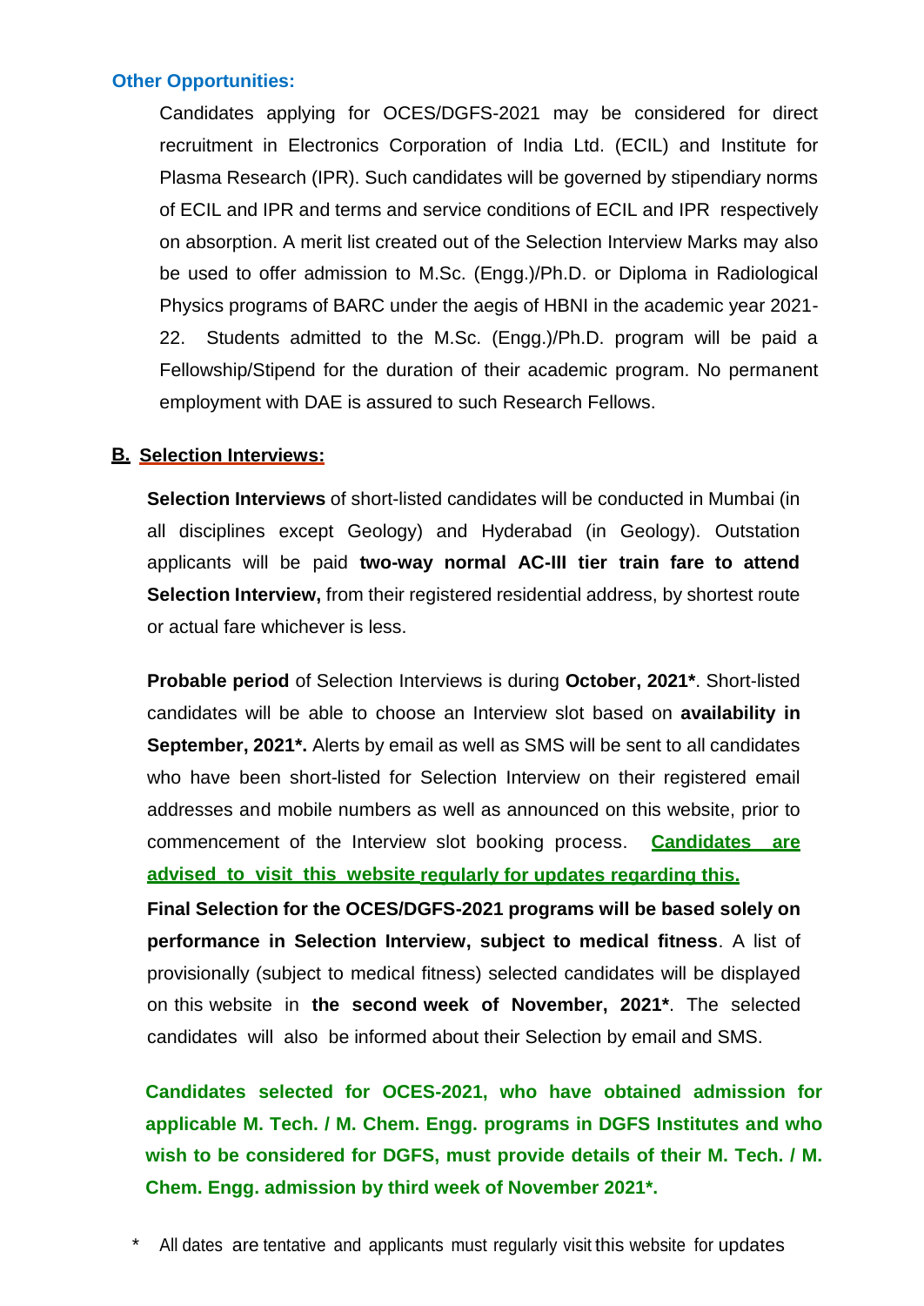### Other Opportunities:

Candidates applying for OCES/DGFS-2021 may be considered for direct recruitment in Electronics Corporation of India Ltd. (ECIL) and Institute for Plasma Research (IPR). Such candidates will be governed by stipendiary norms of ECIL and IPR and terms and service conditions of ECIL and IPR respectively on absorption. A merit list created out of the Selection Interview Marks may also be used to offer admission to M.Sc. (Engg.)/Ph.D. or Diploma in Radiological Physics programs of BARC under the aegis of HBNI in the academic year 2021-22. Students admitted to the M.Sc. (Engg.)/Ph.D. program will be paid a Fellowship/Stipend for the duration of their academic program. No permanent employment with DAE is assured to such Research Fellows.

## B. Selection Interviews:

**Selection Interviews** of short-listed candidates will be conducted in Mumbai (in all disciplines except Geology) and Hyderabad (in Geology). Outstation applicants will be paid **two-way normal AC-III tier train fare to attend Selection Interview,** from their registered residential address, by shortest route or actual fare whichever is less.

**Probable period** of Selection Interviews is during **October, 2021***. Short-listed candidates will be able to choose an Interview slot based on **availability in September, 2021*.** Alerts by email as well as SMS will be sent to all candidates who have been short-listed for Selection Interview on their registered email addresses and mobile numbers as well as announced on this website, prior to commencement of the Interview slot booking process. **Candidates are advised to visit this website regularly for updates regarding this.**

**Final Selection for the OCES/DGFS-2021 programs will be based solely on performance in Selection Interview, subject to medical fitness**. A list of provisionally (subject to medical fitness) selected candidates will be displayed on this website in **the second week of November, 2021***. The selected candidates will also be informed about their Selection by email and SMS.

**Candidates selected for OCES-2021, who have obtained admission for applicable M. Tech. / M. Chem. Engg. programs in DGFS Institutes and who wish to be considered for DGFS, must provide details of their M. Tech. / M. Chem. Engg. admission by third week of November 2021*.**

\* All dates are tentative and applicants must regularly visit this website for updates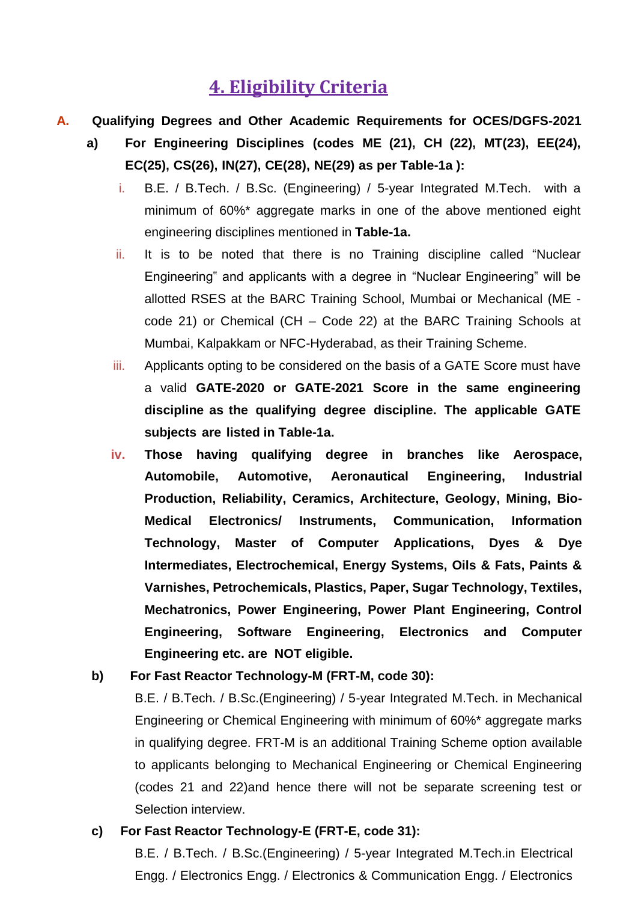# 4. Eligibility Criteria

**A. Qualifying Degrees and Other Academic Requirements for OCES/DGFS-2021**

**a) For Engineering Disciplines (codes ME (21), CH (22), MT(23), EE(24), EC(25), CS(26), IN(27), CE(28), NE(29) as per Table-1a ):**

i. B.E. / B.Tech. / B.Sc. (Engineering) / 5-year Integrated M.Tech. with a minimum of 60%* aggregate marks in one of the above mentioned eight engineering disciplines mentioned in **Table-1a.**

ii. It is to be noted that there is no Training discipline called "Nuclear Engineering" and applicants with a degree in "Nuclear Engineering" will be allotted RSES at the BARC Training School, Mumbai or Mechanical (ME - code 21) or Chemical (CH – Code 22) at the BARC Training Schools at Mumbai, Kalpakkam or NFC-Hyderabad, as their Training Scheme.

iii. Applicants opting to be considered on the basis of a GATE Score must have a valid **GATE-2020 or GATE-2021 Score in the same engineering discipline as the qualifying degree discipline. The applicable GATE subjects are listed in Table-1a.**

**iv. Those having qualifying degree in branches like Aerospace, Automobile, Automotive, Aeronautical Engineering, Industrial Production, Reliability, Ceramics, Architecture, Geology, Mining, Bio-Medical Electronics/ Instruments, Communication, Information Technology, Master of Computer Applications, Dyes & Dye Intermediates, Electrochemical, Energy Systems, Oils & Fats, Paints & Varnishes, Petrochemicals, Plastics, Paper, Sugar Technology, Textiles, Mechatronics, Power Engineering, Power Plant Engineering, Control Engineering, Software Engineering, Electronics and Computer Engineering etc. are NOT eligible.**

**b) For Fast Reactor Technology-M (FRT-M, code 30):**

B.E. / B.Tech. / B.Sc.(Engineering) / 5-year Integrated M.Tech. in Mechanical Engineering or Chemical Engineering with minimum of 60%* aggregate marks in qualifying degree. FRT-M is an additional Training Scheme option available to applicants belonging to Mechanical Engineering or Chemical Engineering (codes 21 and 22)and hence there will not be separate screening test or Selection interview.

**c) For Fast Reactor Technology-E (FRT-E, code 31):**

B.E. / B.Tech. / B.Sc.(Engineering) / 5-year Integrated M.Tech.in Electrical Engg. / Electronics Engg. / Electronics & Communication Engg. / Electronics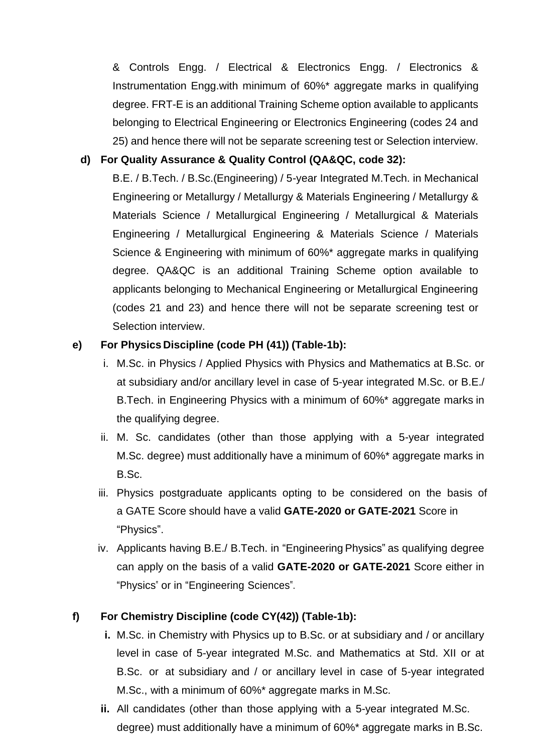& Controls Engg. / Electrical & Electronics Engg. / Electronics & Instrumentation Engg.with minimum of 60%* aggregate marks in qualifying degree. FRT-E is an additional Training Scheme option available to applicants belonging to Electrical Engineering or Electronics Engineering (codes 24 and 25) and hence there will not be separate screening test or Selection interview.

**d) For Quality Assurance & Quality Control (QA&QC, code 32):**

B.E. / B.Tech. / B.Sc.(Engineering) / 5-year Integrated M.Tech. in Mechanical Engineering or Metallurgy / Metallurgy & Materials Engineering / Metallurgy & Materials Science / Metallurgical Engineering / Metallurgical & Materials Engineering / Metallurgical Engineering & Materials Science / Materials Science & Engineering with minimum of 60%* aggregate marks in qualifying degree. QA&QC is an additional Training Scheme option available to applicants belonging to Mechanical Engineering or Metallurgical Engineering (codes 21 and 23) and hence there will not be separate screening test or Selection interview.

**e) For Physics Discipline (code PH (41)) (Table-1b):**

i. M.Sc. in Physics / Applied Physics with Physics and Mathematics at B.Sc. or at subsidiary and/or ancillary level in case of 5-year integrated M.Sc. or B.E./ B.Tech. in Engineering Physics with a minimum of 60%* aggregate marks in the qualifying degree.

ii. M. Sc. candidates (other than those applying with a 5-year integrated M.Sc. degree) must additionally have a minimum of 60%* aggregate marks in B.Sc.

iii. Physics postgraduate applicants opting to be considered on the basis of a GATE Score should have a valid **GATE-2020 or GATE-2021** Score in "Physics".

iv. Applicants having B.E./ B.Tech. in "Engineering Physics" as qualifying degree can apply on the basis of a valid **GATE-2020 or GATE-2021** Score either in "Physics" or in "Engineering Sciences".

**f) For Chemistry Discipline (code CY(42)) (Table-1b):**

**i.** M.Sc. in Chemistry with Physics up to B.Sc. or at subsidiary and / or ancillary level in case of 5-year integrated M.Sc. and Mathematics at Std. XII or at B.Sc. or at subsidiary and / or ancillary level in case of 5-year integrated M.Sc., with a minimum of 60%* aggregate marks in M.Sc.

**ii.** All candidates (other than those applying with a 5-year integrated M.Sc. degree) must additionally have a minimum of 60%* aggregate marks in B.Sc.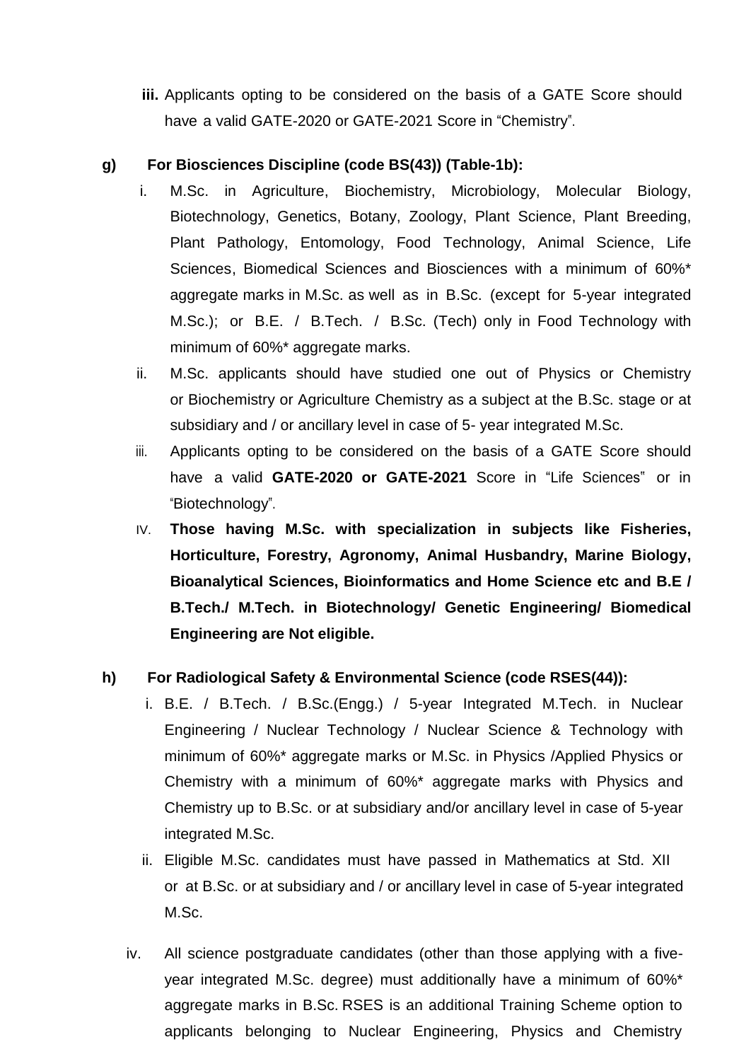**iii.** Applicants opting to be considered on the basis of a GATE Score should have a valid GATE-2020 or GATE-2021 Score in "Chemistry".

**g) For Biosciences Discipline (code BS(43)) (Table-1b):**

i. M.Sc. in Agriculture, Biochemistry, Microbiology, Molecular Biology, Biotechnology, Genetics, Botany, Zoology, Plant Science, Plant Breeding, Plant Pathology, Entomology, Food Technology, Animal Science, Life Sciences, Biomedical Sciences and Biosciences with a minimum of 60%* aggregate marks in M.Sc. as well as in B.Sc. (except for 5-year integrated M.Sc.); or B.E. / B.Tech. / B.Sc. (Tech) only in Food Technology with minimum of 60%* aggregate marks.

ii. M.Sc. applicants should have studied one out of Physics or Chemistry or Biochemistry or Agriculture Chemistry as a subject at the B.Sc. stage or at subsidiary and / or ancillary level in case of 5- year integrated M.Sc.

iii. Applicants opting to be considered on the basis of a GATE Score should have a valid **GATE-2020 or GATE-2021** Score in "Life Sciences" or in "Biotechnology".

IV. **Those having M.Sc. with specialization in subjects like Fisheries, Horticulture, Forestry, Agronomy, Animal Husbandry, Marine Biology, Bioanalytical Sciences, Bioinformatics and Home Science etc and B.E / B.Tech./ M.Tech. in Biotechnology/ Genetic Engineering/ Biomedical Engineering are Not eligible.**

**h) For Radiological Safety & Environmental Science (code RSES(44)):**

i. B.E. / B.Tech. / B.Sc.(Engg.) / 5-year Integrated M.Tech. in Nuclear Engineering / Nuclear Technology / Nuclear Science & Technology with minimum of 60%* aggregate marks or M.Sc. in Physics /Applied Physics or Chemistry with a minimum of 60%* aggregate marks with Physics and Chemistry up to B.Sc. or at subsidiary and/or ancillary level in case of 5-year integrated M.Sc.

ii. Eligible M.Sc. candidates must have passed in Mathematics at Std. XII or at B.Sc. or at subsidiary and / or ancillary level in case of 5-year integrated M.Sc.

iv. All science postgraduate candidates (other than those applying with a five-year integrated M.Sc. degree) must additionally have a minimum of 60%* aggregate marks in B.Sc. RSES is an additional Training Scheme option to applicants belonging to Nuclear Engineering, Physics and Chemistry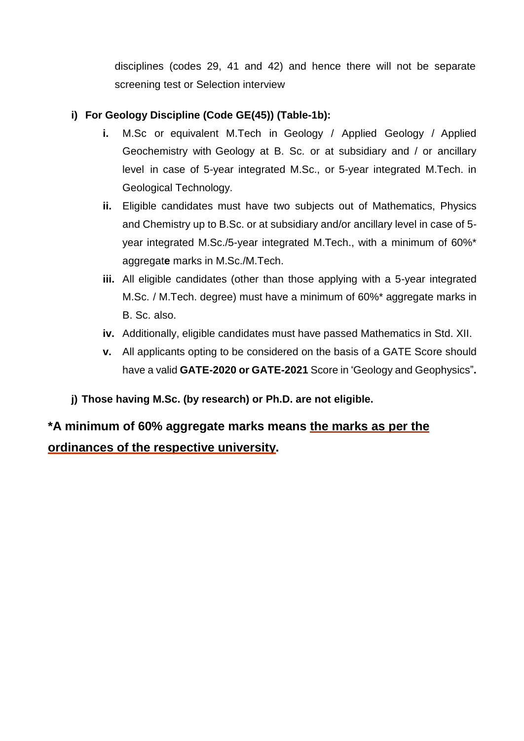disciplines (codes 29, 41 and 42) and hence there will not be separate screening test or Selection interview

**i) For Geology Discipline (Code GE(45)) (Table-1b):**

- **i.** M.Sc or equivalent M.Tech in Geology / Applied Geology / Applied Geochemistry with Geology at B. Sc. or at subsidiary and / or ancillary level in case of 5-year integrated M.Sc., or 5-year integrated M.Tech. in Geological Technology.
- **ii.** Eligible candidates must have two subjects out of Mathematics, Physics and Chemistry up to B.Sc. or at subsidiary and/or ancillary level in case of 5-year integrated M.Sc./5-year integrated M.Tech., with a minimum of 60%* aggregat**e** marks in M.Sc./M.Tech.
- **iii.** All eligible candidates (other than those applying with a 5-year integrated M.Sc. / M.Tech. degree) must have a minimum of 60%* aggregate marks in B. Sc. also.
- **iv.** Additionally, eligible candidates must have passed Mathematics in Std. XII.
- **v.** All applicants opting to be considered on the basis of a GATE Score should have a valid **GATE-2020 or GATE-2021** Score in "Geology and Geophysics"**.**

**j) Those having M.Sc. (by research) or Ph.D. are not eligible.**

**\*A minimum of 60% aggregate marks means <u>the marks as per the ordinances of the respective university</u>.**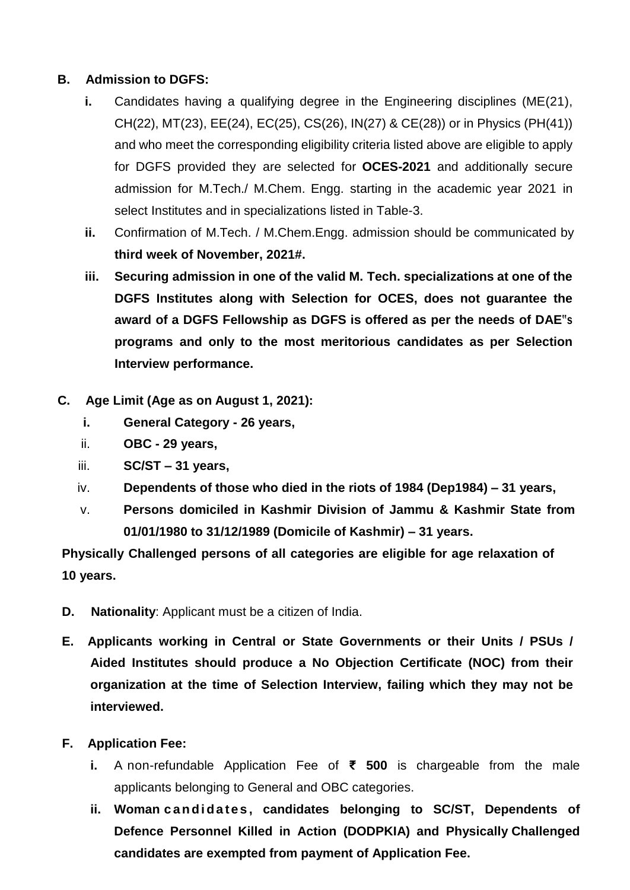**B. Admission to DGFS:**

- **i.** Candidates having a qualifying degree in the Engineering disciplines (ME(21), CH(22), MT(23), EE(24), EC(25), CS(26), IN(27) & CE(28)) or in Physics (PH(41)) and who meet the corresponding eligibility criteria listed above are eligible to apply for DGFS provided they are selected for **OCES-2021** and additionally secure admission for M.Tech./ M.Chem. Engg. starting in the academic year 2021 in select Institutes and in specializations listed in Table-3.
- **ii.** Confirmation of M.Tech. / M.Chem.Engg. admission should be communicated by **third week of November, 2021#.**
- **iii. Securing admission in one of the valid M. Tech. specializations at one of the DGFS Institutes along with Selection for OCES, does not guarantee the award of a DGFS Fellowship as DGFS is offered as per the needs of DAE"s programs and only to the most meritorious candidates as per Selection Interview performance.**

**C. Age Limit (Age as on August 1, 2021):**

- **i. General Category - 26 years,**
- ii. **OBC - 29 years,**
- iii. **SC/ST – 31 years,**
- iv. **Dependents of those who died in the riots of 1984 (Dep1984) – 31 years,**
- v. **Persons domiciled in Kashmir Division of Jammu & Kashmir State from 01/01/1980 to 31/12/1989 (Domicile of Kashmir) – 31 years.**

**Physically Challenged persons of all categories are eligible for age relaxation of 10 years.**

**D. Nationality**: Applicant must be a citizen of India.

**E. Applicants working in Central or State Governments or their Units / PSUs / Aided Institutes should produce a No Objection Certificate (NOC) from their organization at the time of Selection Interview, failing which they may not be interviewed.**

**F. Application Fee:**

- **i.** A non-refundable Application Fee of **₹ 500** is chargeable from the male applicants belonging to General and OBC categories.
- **ii. Woman candidates, candidates belonging to SC/ST, Dependents of Defence Personnel Killed in Action (DODPKIA) and Physically Challenged candidates are exempted from payment of Application Fee.**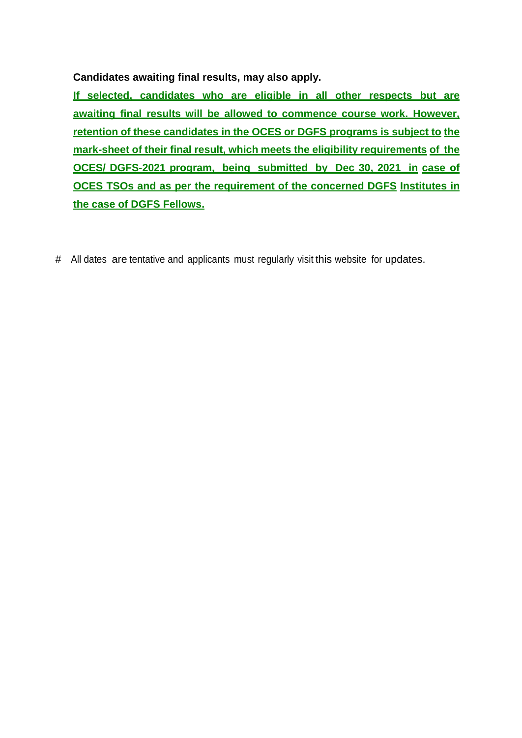**Candidates awaiting final results, may also apply.**

**If selected, candidates who are eligible in all other respects but are awaiting final results will be allowed to commence course work. However, retention of these candidates in the OCES or DGFS programs is subject to the mark-sheet of their final result, which meets the eligibility requirements of the OCES/ DGFS-2021 program, being submitted by Dec 30, 2021 in case of OCES TSOs and as per the requirement of the concerned DGFS Institutes in the case of DGFS Fellows.**

# All dates are tentative and applicants must regularly visit this website for updates.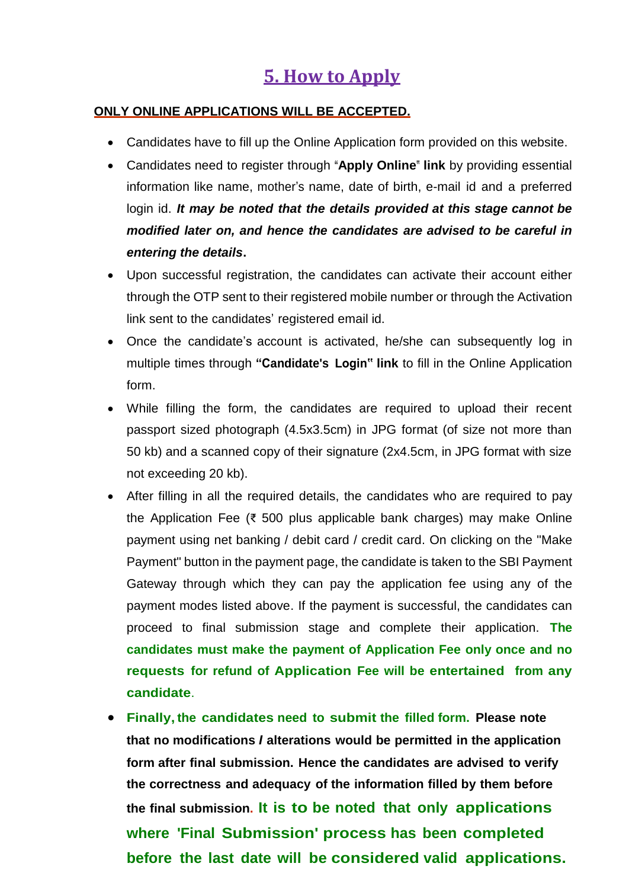# 5. How to Apply

**ONLY ONLINE APPLICATIONS WILL BE ACCEPTED.**

- Candidates have to fill up the Online Application form provided on this website.
- Candidates need to register through "**Apply Online**" **link** by providing essential information like name, mother's name, date of birth, e-mail id and a preferred login id. ***It may be noted that the details provided at this stage cannot be modified later on, and hence the candidates are advised to be careful in entering the details*.**
- Upon successful registration, the candidates can activate their account either through the OTP sent to their registered mobile number or through the Activation link sent to the candidates' registered email id.
- Once the candidate's account is activated, he/she can subsequently log in multiple times through **"Candidate's Login" link** to fill in the Online Application form.
- While filling the form, the candidates are required to upload their recent passport sized photograph (4.5x3.5cm) in JPG format (of size not more than 50 kb) and a scanned copy of their signature (2x4.5cm, in JPG format with size not exceeding 20 kb).
- After filling in all the required details, the candidates who are required to pay the Application Fee (₹ 500 plus applicable bank charges) may make Online payment using net banking / debit card / credit card. On clicking on the "Make Payment" button in the payment page, the candidate is taken to the SBI Payment Gateway through which they can pay the application fee using any of the payment modes listed above. If the payment is successful, the candidates can proceed to final submission stage and complete their application. **The candidates must make the payment of Application Fee only once and no requests for refund of Application Fee will be entertained from any candidate**.
- **Finally, the candidates need to submit the filled form. Please note that no modifications / alterations would be permitted in the application form after final submission. Hence the candidates are advised to verify the correctness and adequacy of the information filled by them before the final submission. It is to be noted that only applications where 'Final Submission' process has been completed before the last date will be considered valid applications.**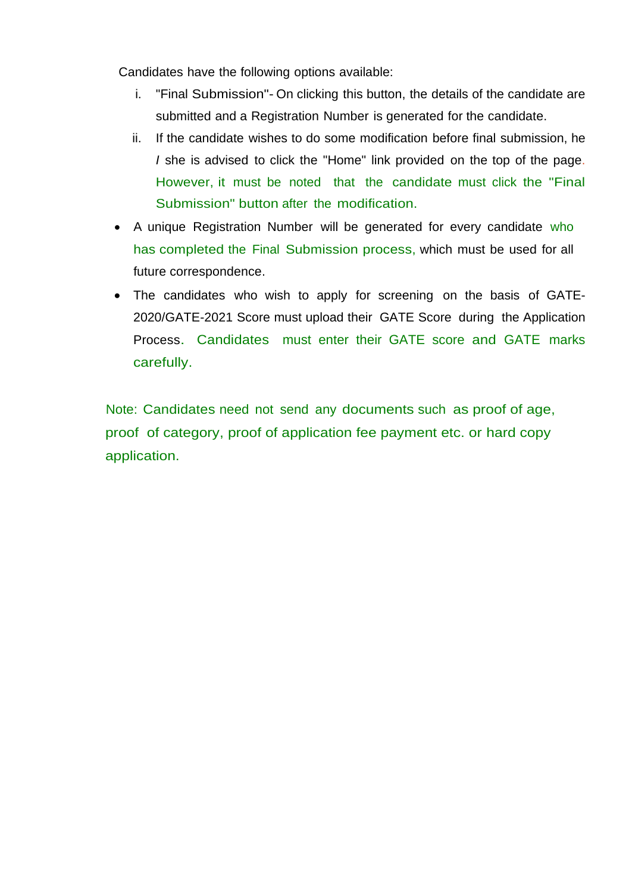Candidates have the following options available:

i. "Final Submission"- On clicking this button, the details of the candidate are submitted and a Registration Number is generated for the candidate.
ii. If the candidate wishes to do some modification before final submission, he / she is advised to click the "Home" link provided on the top of the page. However, it must be noted that the candidate must click the "Final Submission" button after the modification.

- A unique Registration Number will be generated for every candidate who has completed the Final Submission process, which must be used for all future correspondence.
- The candidates who wish to apply for screening on the basis of GATE-2020/GATE-2021 Score must upload their GATE Score during the Application Process. Candidates must enter their GATE score and GATE marks carefully.

Note: Candidates need not send any documents such as proof of age, proof of category, proof of application fee payment etc. or hard copy application.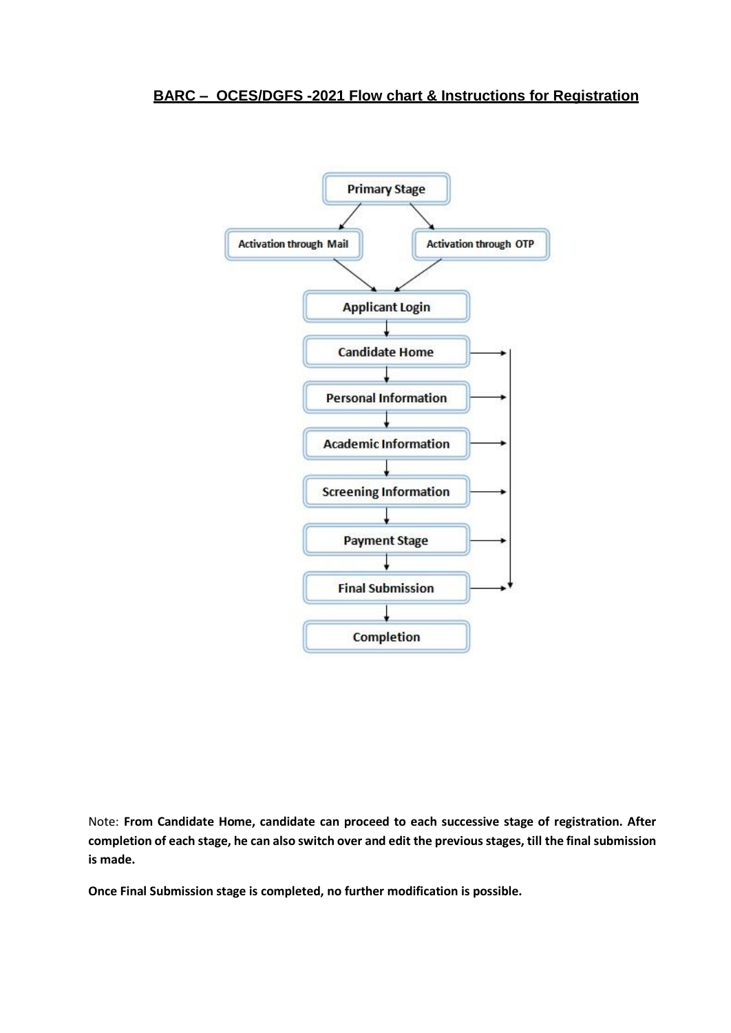## BARC – OCES/DGFS -2021 Flow chart & Instructions for Registration

Primary Stage

Activation through Mail

Activation through OTP

Applicant Login

Candidate Home

Personal Information

Academic Information

Screening Information

Payment Stage

Final Submission

Completion

Note: **From Candidate Home, candidate can proceed to each successive stage of registration. After completion of each stage, he can also switch over and edit the previous stages, till the final submission is made.**

**Once Final Submission stage is completed, no further modification is possible.**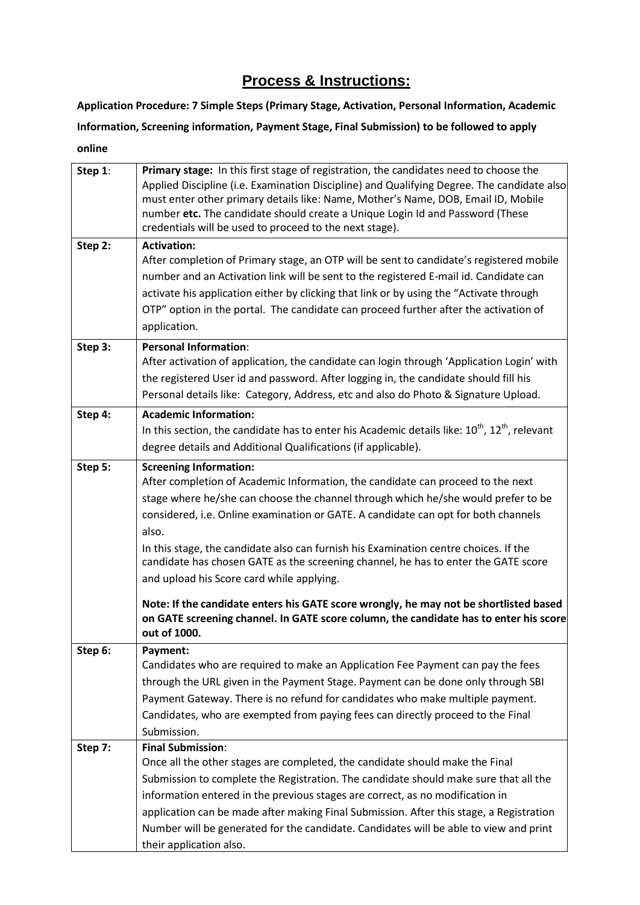# Process & Instructions:

**Application Procedure: 7 Simple Steps (Primary Stage, Activation, Personal Information, Academic Information, Screening information, Payment Stage, Final Submission) to be followed to apply online**

| | |
|---|---|
| **Step 1**: | **Primary stage:** In this first stage of registration, the candidates need to choose the Applied Discipline (i.e. Examination Discipline) and Qualifying Degree. The candidate also must enter other primary details like: Name, Mother's Name, DOB, Email ID, Mobile number **etc.** The candidate should create a Unique Login Id and Password (These credentials will be used to proceed to the next stage). |
| **Step 2:** | **Activation:** After completion of Primary stage, an OTP will be sent to candidate's registered mobile number and an Activation link will be sent to the registered E-mail id. Candidate can activate his application either by clicking that link or by using the "Activate through OTP" option in the portal. The candidate can proceed further after the activation of application. |
| **Step 3:** | **Personal Information**: After activation of application, the candidate can login through 'Application Login' with the registered User id and password. After logging in, the candidate should fill his Personal details like: Category, Address, etc and also do Photo & Signature Upload. |
| **Step 4:** | **Academic Information:** In this section, the candidate has to enter his Academic details like: 10th, 12th, relevant degree details and Additional Qualifications (if applicable). |
| **Step 5:** | **Screening Information:** After completion of Academic Information, the candidate can proceed to the next stage where he/she can choose the channel through which he/she would prefer to be considered, i.e. Online examination or GATE. A candidate can opt for both channels also. In this stage, the candidate also can furnish his Examination centre choices. If the candidate has chosen GATE as the screening channel, he has to enter the GATE score and upload his Score card while applying. **Note: If the candidate enters his GATE score wrongly, he may not be shortlisted based on GATE screening channel. In GATE score column, the candidate has to enter his score out of 1000.** |
| **Step 6:** | **Payment:** Candidates who are required to make an Application Fee Payment can pay the fees through the URL given in the Payment Stage. Payment can be done only through SBI Payment Gateway. There is no refund for candidates who make multiple payment. Candidates, who are exempted from paying fees can directly proceed to the Final Submission. |
| **Step 7:** | **Final Submission**: Once all the other stages are completed, the candidate should make the Final Submission to complete the Registration. The candidate should make sure that all the information entered in the previous stages are correct, as no modification in application can be made after making Final Submission. After this stage, a Registration Number will be generated for the candidate. Candidates will be able to view and print their application also. |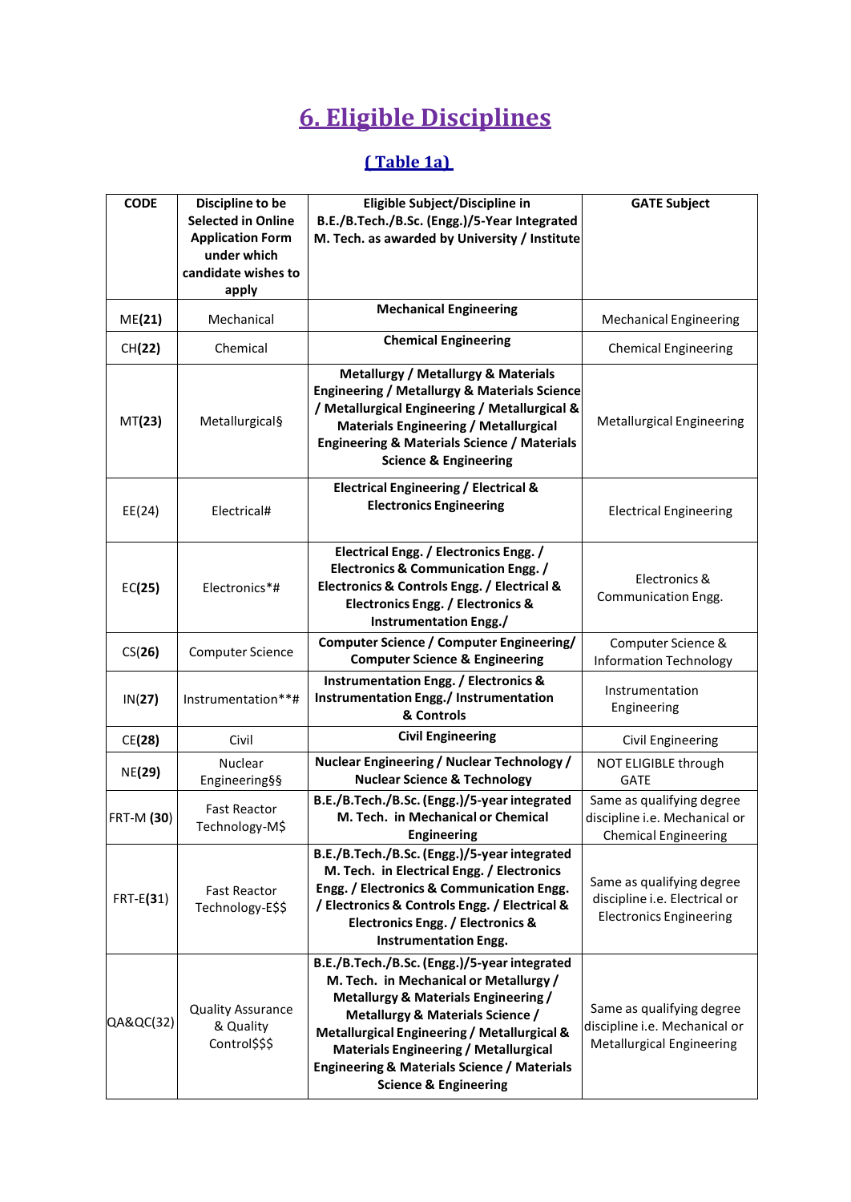# 6. Eligible Disciplines

## ( Table 1a)

| CODE | Discipline to be Selected in Online Application Form under which candidate wishes to apply | Eligible Subject/Discipline in B.E./B.Tech./B.Sc. (Engg.)/5-Year Integrated M. Tech. as awarded by University / Institute | GATE Subject |
|---|---|---|---|
| ME(**21**) | Mechanical | **Mechanical Engineering** | Mechanical Engineering |
| CH(**22**) | Chemical | **Chemical Engineering** | Chemical Engineering |
| MT(**23**) | Metallurgical§ | **Metallurgy / Metallurgy & Materials Engineering / Metallurgy & Materials Science / Metallurgical Engineering / Metallurgical & Materials Engineering / Metallurgical Engineering & Materials Science / Materials Science & Engineering** | Metallurgical Engineering |
| EE(24) | Electrical# | **Electrical Engineering / Electrical & Electronics Engineering** | Electrical Engineering |
| EC(**25**) | Electronics*# | **Electrical Engg. / Electronics Engg. / Electronics & Communication Engg. / Electronics & Controls Engg. / Electrical & Electronics Engg. / Electronics & Instrumentation Engg./** | Electronics & Communication Engg. |
| CS(**26**) | Computer Science | **Computer Science / Computer Engineering/ Computer Science & Engineering** | Computer Science & Information Technology |
| IN(**27**) | Instrumentation**# | **Instrumentation Engg. / Electronics & Instrumentation Engg./ Instrumentation & Controls** | Instrumentation Engineering |
| CE(**28**) | Civil | **Civil Engineering** | Civil Engineering |
| NE(**29**) | Nuclear Engineering§§ | **Nuclear Engineering / Nuclear Technology / Nuclear Science & Technology** | NOT ELIGIBLE through GATE |
| FRT-M (**30**) | Fast Reactor Technology-M$ | **B.E./B.Tech./B.Sc. (Engg.)/5-year integrated M. Tech. in Mechanical or Chemical Engineering** | Same as qualifying degree discipline i.e. Mechanical or Chemical Engineering |
| FRT-E(**31**) | Fast Reactor Technology-E$$ | **B.E./B.Tech./B.Sc. (Engg.)/5-year integrated M. Tech. in Electrical Engg. / Electronics Engg. / Electronics & Communication Engg. / Electronics & Controls Engg. / Electrical & Electronics Engg. / Electronics & Instrumentation Engg.** | Same as qualifying degree discipline i.e. Electrical or Electronics Engineering |
| QA&QC(32) | Quality Assurance & Quality Control$$$ | **B.E./B.Tech./B.Sc. (Engg.)/5-year integrated M. Tech. in Mechanical or Metallurgy / Metallurgy & Materials Engineering / Metallurgy & Materials Science / Metallurgical Engineering / Metallurgical & Materials Engineering / Metallurgical Engineering & Materials Science / Materials Science & Engineering** | Same as qualifying degree discipline i.e. Mechanical or Metallurgical Engineering |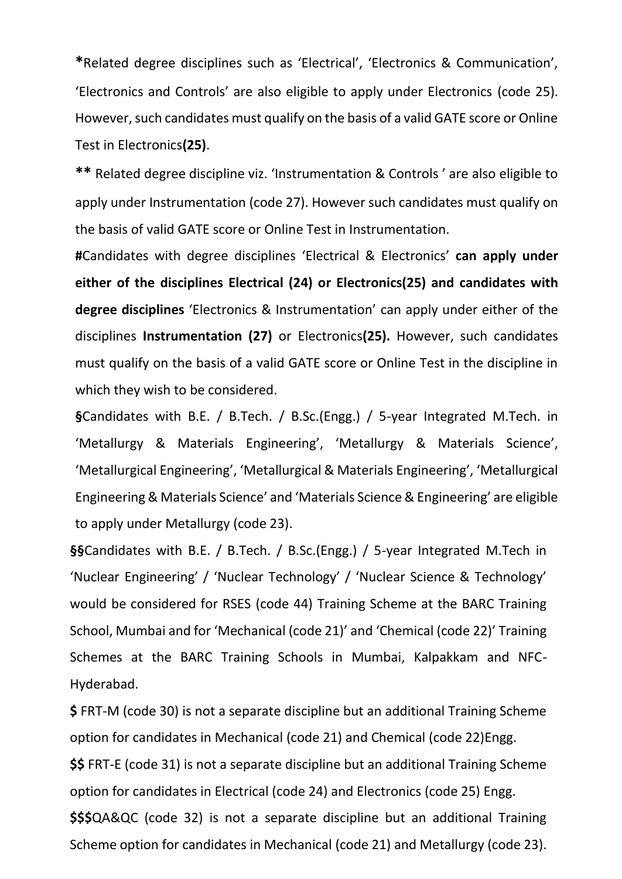**\***Related degree disciplines such as 'Electrical', 'Electronics & Communication', 'Electronics and Controls' are also eligible to apply under Electronics (code 25). However, such candidates must qualify on the basis of a valid GATE score or Online Test in Electronics**(25)**.

**\*\*** Related degree discipline viz. 'Instrumentation & Controls ' are also eligible to apply under Instrumentation (code 27). However such candidates must qualify on the basis of valid GATE score or Online Test in Instrumentation.

**#**Candidates with degree disciplines 'Electrical & Electronics' **can apply under either of the disciplines Electrical (24) or Electronics(25) and candidates with degree disciplines** 'Electronics & Instrumentation' can apply under either of the disciplines **Instrumentation (27)** or Electronics**(25).** However, such candidates must qualify on the basis of a valid GATE score or Online Test in the discipline in which they wish to be considered.

**§**Candidates with B.E. / B.Tech. / B.Sc.(Engg.) / 5-year Integrated M.Tech. in 'Metallurgy & Materials Engineering', 'Metallurgy & Materials Science', 'Metallurgical Engineering', 'Metallurgical & Materials Engineering', 'Metallurgical Engineering & Materials Science' and 'Materials Science & Engineering' are eligible to apply under Metallurgy (code 23).

**§§**Candidates with B.E. / B.Tech. / B.Sc.(Engg.) / 5-year Integrated M.Tech in 'Nuclear Engineering' / 'Nuclear Technology' / 'Nuclear Science & Technology' would be considered for RSES (code 44) Training Scheme at the BARC Training School, Mumbai and for 'Mechanical (code 21)' and 'Chemical (code 22)' Training Schemes at the BARC Training Schools in Mumbai, Kalpakkam and NFC-Hyderabad.

**$** FRT-M (code 30) is not a separate discipline but an additional Training Scheme option for candidates in Mechanical (code 21) and Chemical (code 22)Engg.

**$$** FRT-E (code 31) is not a separate discipline but an additional Training Scheme option for candidates in Electrical (code 24) and Electronics (code 25) Engg.

**$$$**QA&QC (code 32) is not a separate discipline but an additional Training Scheme option for candidates in Mechanical (code 21) and Metallurgy (code 23).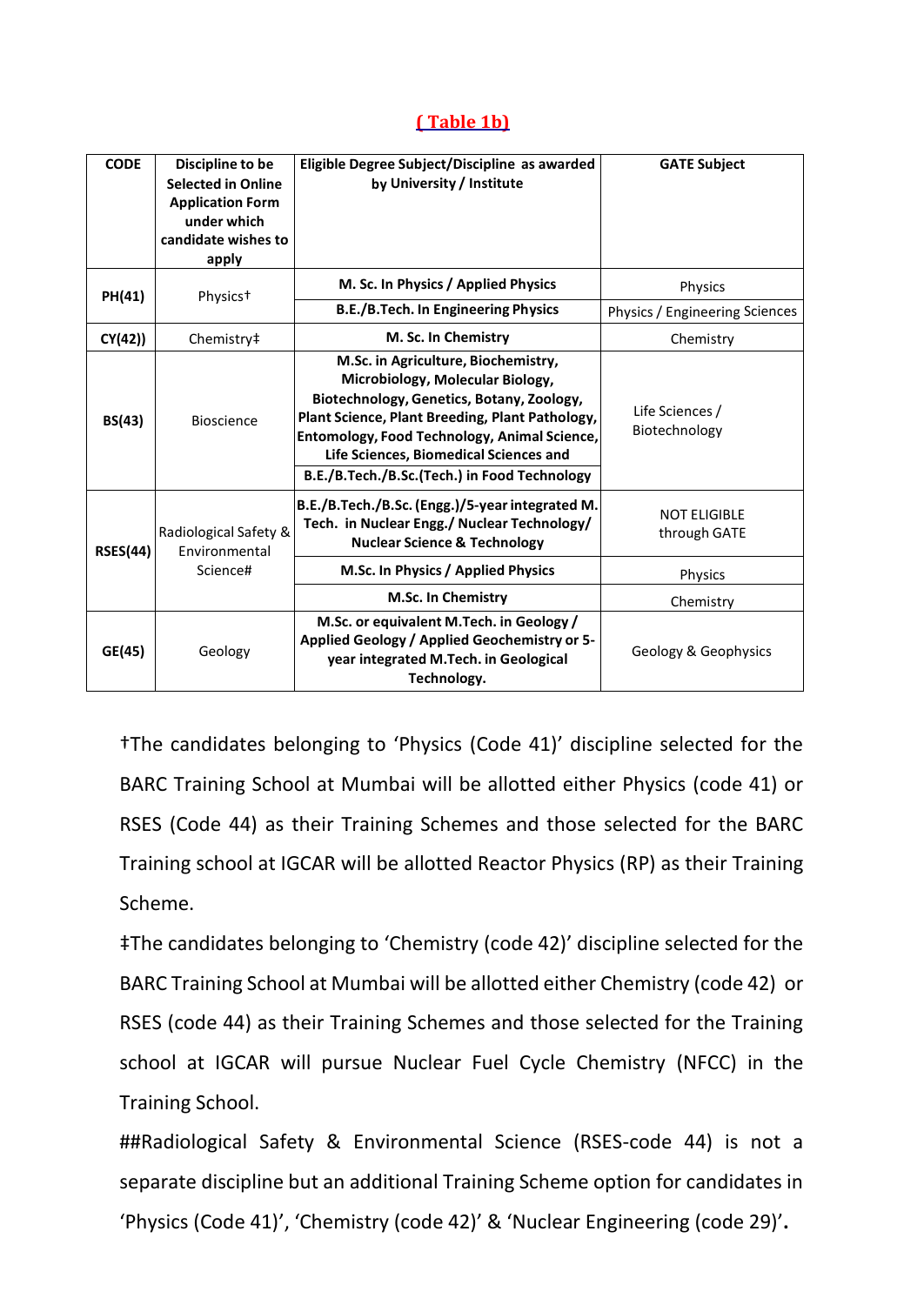**( Table 1b)**

| CODE | Discipline to be Selected in Online Application Form under which candidate wishes to apply | Eligible Degree Subject/Discipline as awarded by University / Institute | GATE Subject |
|---|---|---|---|
| **PH(41)** | Physics† | **M. Sc. In Physics / Applied Physics** | Physics |
| | | **B.E./B.Tech. In Engineering Physics** | Physics / Engineering Sciences |
| **CY(42))** | Chemistry‡ | **M. Sc. In Chemistry** | Chemistry |
| **BS(43)** | Bioscience | **M.Sc. in Agriculture, Biochemistry, Microbiology, Molecular Biology, Biotechnology, Genetics, Botany, Zoology, Plant Science, Plant Breeding, Plant Pathology, Entomology, Food Technology, Animal Science, Life Sciences, Biomedical Sciences and** | Life Sciences / Biotechnology |
| | | **B.E./B.Tech./B.Sc.(Tech.) in Food Technology** | |
| **RSES(44)** | Radiological Safety & Environmental Science# | **B.E./B.Tech./B.Sc. (Engg.)/5-year integrated M. Tech. in Nuclear Engg./ Nuclear Technology/ Nuclear Science & Technology** | NOT ELIGIBLE through GATE |
| | | **M.Sc. In Physics / Applied Physics** | Physics |
| | | **M.Sc. In Chemistry** | Chemistry |
| **GE(45)** | Geology | **M.Sc. or equivalent M.Tech. in Geology / Applied Geology / Applied Geochemistry or 5-year integrated M.Tech. in Geological Technology.** | Geology & Geophysics |

†The candidates belonging to 'Physics (Code 41)' discipline selected for the BARC Training School at Mumbai will be allotted either Physics (code 41) or RSES (Code 44) as their Training Schemes and those selected for the BARC Training school at IGCAR will be allotted Reactor Physics (RP) as their Training Scheme.

‡The candidates belonging to 'Chemistry (code 42)' discipline selected for the BARC Training School at Mumbai will be allotted either Chemistry (code 42) or RSES (code 44) as their Training Schemes and those selected for the Training school at IGCAR will pursue Nuclear Fuel Cycle Chemistry (NFCC) in the Training School.

##Radiological Safety & Environmental Science (RSES-code 44) is not a separate discipline but an additional Training Scheme option for candidates in 'Physics (Code 41)', 'Chemistry (code 42)' & 'Nuclear Engineering (code 29)'.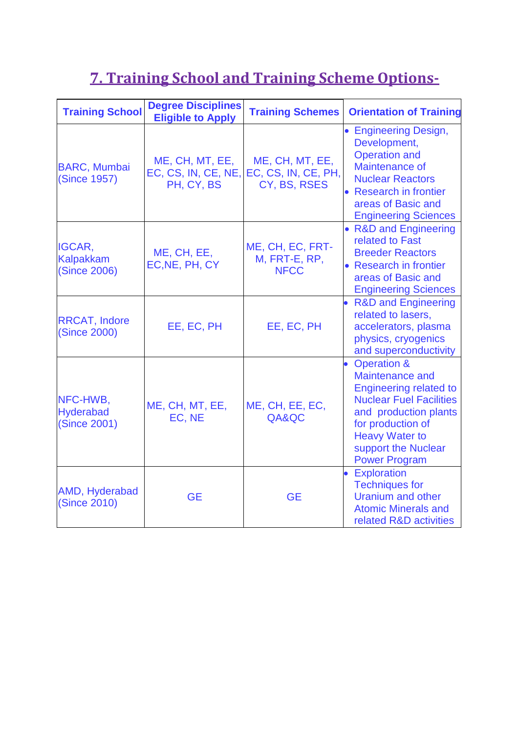## 7. Training School and Training Scheme Options-

| Training School | Degree Disciplines Eligible to Apply | Training Schemes | Orientation of Training |
|---|---|---|---|
| BARC, Mumbai (Since 1957) | ME, CH, MT, EE, EC, CS, IN, CE, NE, PH, CY, BS | ME, CH, MT, EE, EC, CS, IN, CE, PH, CY, BS, RSES | • Engineering Design, Development, Operation and Maintenance of Nuclear Reactors<br>• Research in frontier areas of Basic and Engineering Sciences |
| IGCAR, Kalpakkam (Since 2006) | ME, CH, EE, EC,NE, PH, CY | ME, CH, EC, FRT-M, FRT-E, RP, NFCC | • R&D and Engineering related to Fast Breeder Reactors<br>• Research in frontier areas of Basic and Engineering Sciences |
| RRCAT, Indore (Since 2000) | EE, EC, PH | EE, EC, PH | • R&D and Engineering related to lasers, accelerators, plasma physics, cryogenics and superconductivity |
| NFC-HWB, Hyderabad (Since 2001) | ME, CH, MT, EE, EC, NE | ME, CH, EE, EC, QA&QC | • Operation & Maintenance and Engineering related to Nuclear Fuel Facilities and production plants for production of Heavy Water to support the Nuclear Power Program |
| AMD, Hyderabad (Since 2010) | GE | GE | • Exploration Techniques for Uranium and other Atomic Minerals and related R&D activities |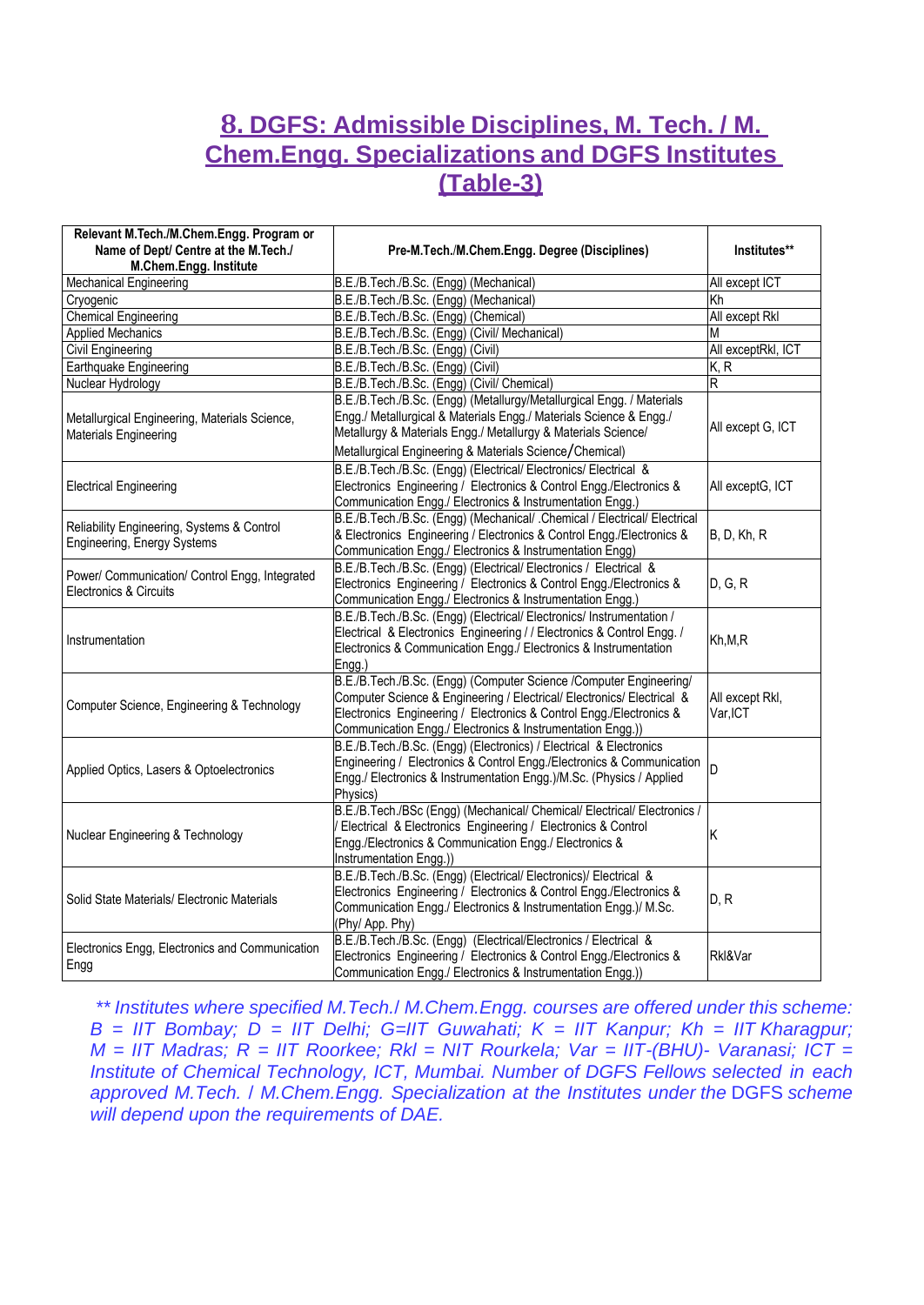## 8. DGFS: Admissible Disciplines, M. Tech. / M. Chem.Engg. Specializations and DGFS Institutes (Table-3)

| Relevant M.Tech./M.Chem.Engg. Program or Name of Dept/ Centre at the M.Tech./ M.Chem.Engg. Institute | Pre-M.Tech./M.Chem.Engg. Degree (Disciplines) | Institutes** |
|---|---|---|
| Mechanical Engineering | B.E./B.Tech./B.Sc. (Engg) (Mechanical) | All except ICT |
| Cryogenic | B.E./B.Tech./B.Sc. (Engg) (Mechanical) | Kh |
| Chemical Engineering | B.E./B.Tech./B.Sc. (Engg) (Chemical) | All except Rkl |
| Applied Mechanics | B.E./B.Tech./B.Sc. (Engg) (Civil/ Mechanical) | M |
| Civil Engineering | B.E./B.Tech./B.Sc. (Engg) (Civil) | All exceptRkl, ICT |
| Earthquake Engineering | B.E./B.Tech./B.Sc. (Engg) (Civil) | K, R |
| Nuclear Hydrology | B.E./B.Tech./B.Sc. (Engg) (Civil/ Chemical) | R |
| Metallurgical Engineering, Materials Science, Materials Engineering | B.E./B.Tech./B.Sc. (Engg) (Metallurgy/Metallurgical Engg. / Materials Engg./ Metallurgical & Materials Engg./ Materials Science & Engg./ Metallurgy & Materials Engg./ Metallurgy & Materials Science/ Metallurgical Engineering & Materials Science/Chemical) | All except G, ICT |
| Electrical Engineering | B.E./B.Tech./B.Sc. (Engg) (Electrical/ Electronics/ Electrical & Electronics Engineering / Electronics & Control Engg./Electronics & Communication Engg./ Electronics & Instrumentation Engg.) | All exceptG, ICT |
| Reliability Engineering, Systems & Control Engineering, Energy Systems | B.E./B.Tech./B.Sc. (Engg) (Mechanical/ .Chemical / Electrical/ Electrical & Electronics Engineering / Electronics & Control Engg./Electronics & Communication Engg./ Electronics & Instrumentation Engg) | B, D, Kh, R |
| Power/ Communication/ Control Engg, Integrated Electronics & Circuits | B.E./B.Tech./B.Sc. (Engg) (Electrical/ Electronics / Electrical & Electronics Engineering / Electronics & Control Engg./Electronics & Communication Engg./ Electronics & Instrumentation Engg.) | D, G, R |
| Instrumentation | B.E./B.Tech./B.Sc. (Engg) (Electrical/ Electronics/ Instrumentation / Electrical & Electronics Engineering / / Electronics & Control Engg. / Electronics & Communication Engg./ Electronics & Instrumentation Engg.) | Kh,M,R |
| Computer Science, Engineering & Technology | B.E./B.Tech./B.Sc. (Engg) (Computer Science /Computer Engineering/ Computer Science & Engineering / Electrical/ Electronics/ Electrical & Electronics Engineering / Electronics & Control Engg./Electronics & Communication Engg./ Electronics & Instrumentation Engg.)) | All except Rkl, Var,ICT |
| Applied Optics, Lasers & Optoelectronics | B.E./B.Tech./B.Sc. (Engg) (Electronics) / Electrical & Electronics Engineering / Electronics & Control Engg./Electronics & Communication Engg./ Electronics & Instrumentation Engg.)/M.Sc. (Physics / Applied Physics) | D |
| Nuclear Engineering & Technology | B.E./B.Tech./BSc (Engg) (Mechanical/ Chemical/ Electrical/ Electronics / / Electrical & Electronics Engineering / Electronics & Control Engg./Electronics & Communication Engg./ Electronics & Instrumentation Engg.)) | K |
| Solid State Materials/ Electronic Materials | B.E./B.Tech./B.Sc. (Engg) (Electrical/ Electronics)/ Electrical & Electronics Engineering / Electronics & Control Engg./Electronics & Communication Engg./ Electronics & Instrumentation Engg.)/ M.Sc. (Phy/ App. Phy) | D, R |
| Electronics Engg, Electronics and Communication Engg | B.E./B.Tech./B.Sc. (Engg) (Electrical/Electronics / Electrical & Electronics Engineering / Electronics & Control Engg./Electronics & Communication Engg./ Electronics & Instrumentation Engg.)) | Rkl&Var |

*** Institutes where specified M.Tech./ M.Chem.Engg. courses are offered under this scheme: B = IIT Bombay; D = IIT Delhi; G=IIT Guwahati; K = IIT Kanpur; Kh = IIT Kharagpur; M = IIT Madras; R = IIT Roorkee; Rkl = NIT Rourkela; Var = IIT-(BHU)- Varanasi; ICT = Institute of Chemical Technology, ICT, Mumbai. Number of DGFS Fellows selected in each approved M.Tech. / M.Chem.Engg. Specialization at the Institutes under the* DGFS *scheme will depend upon the requirements of DAE.*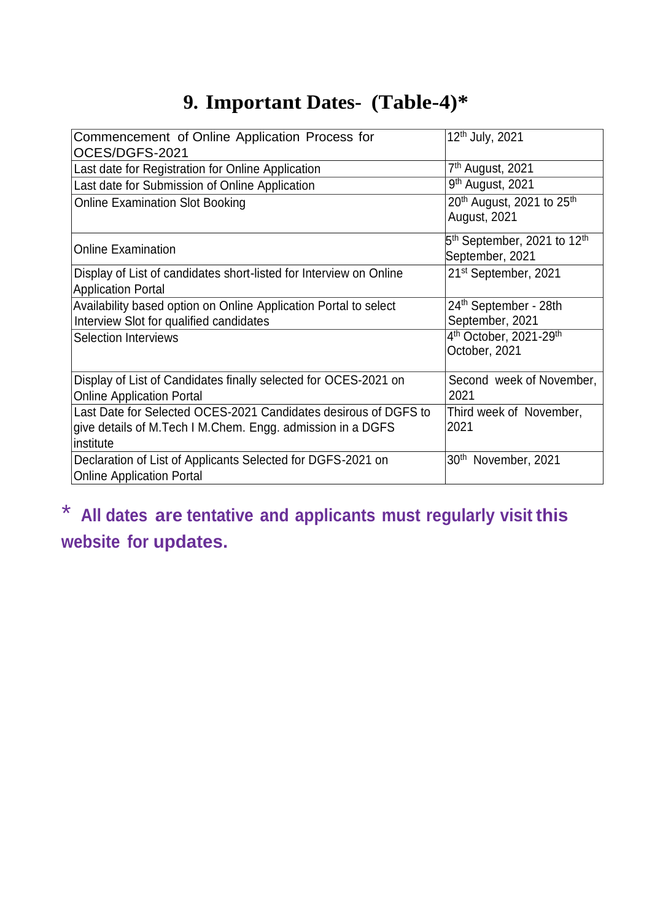# 9. Important Dates- (Table-4)*

| Event | Date |
|---|---|
| Commencement of Online Application Process for OCES/DGFS-2021 | 12th July, 2021 |
| Last date for Registration for Online Application | 7th August, 2021 |
| Last date for Submission of Online Application | 9th August, 2021 |
| Online Examination Slot Booking | 20th August, 2021 to 25th August, 2021 |
| Online Examination | 5th September, 2021 to 12th September, 2021 |
| Display of List of candidates short-listed for Interview on Online Application Portal | 21st September, 2021 |
| Availability based option on Online Application Portal to select Interview Slot for qualified candidates | 24th September - 28th September, 2021 |
| Selection Interviews | 4th October, 2021-29th October, 2021 |
| Display of List of Candidates finally selected for OCES-2021 on Online Application Portal | Second week of November, 2021 |
| Last Date for Selected OCES-2021 Candidates desirous of DGFS to give details of M.Tech I M.Chem. Engg. admission in a DGFS institute | Third week of November, 2021 |
| Declaration of List of Applicants Selected for DGFS-2021 on Online Application Portal | 30th November, 2021 |

**\* All dates are tentative and applicants must regularly visit this website for updates.**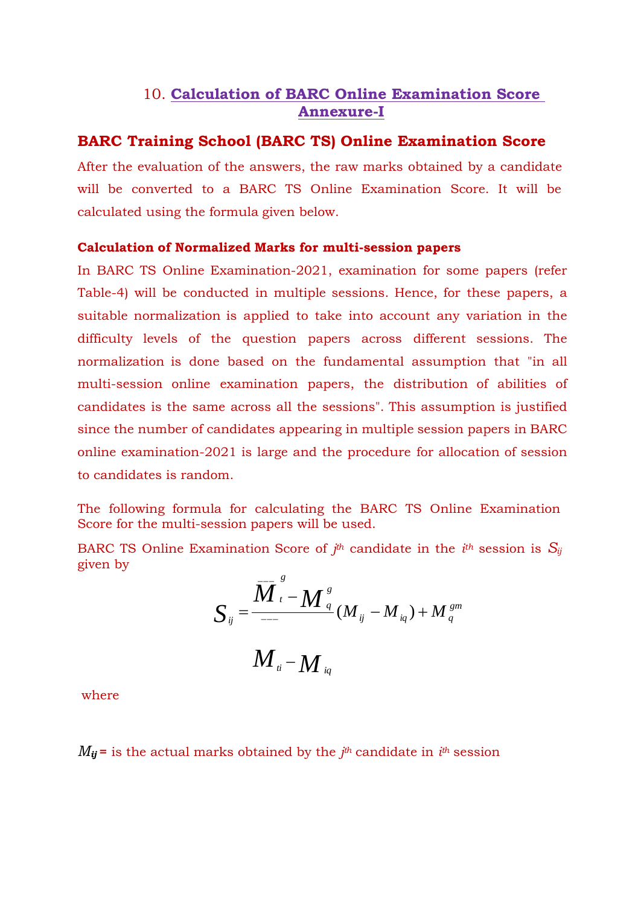## 10. Calculation of BARC Online Examination Score Annexure-I

### BARC Training School (BARC TS) Online Examination Score

After the evaluation of the answers, the raw marks obtained by a candidate will be converted to a BARC TS Online Examination Score. It will be calculated using the formula given below.

**Calculation of Normalized Marks for multi-session papers**

In BARC TS Online Examination-2021, examination for some papers (refer Table-4) will be conducted in multiple sessions. Hence, for these papers, a suitable normalization is applied to take into account any variation in the difficulty levels of the question papers across different sessions. The normalization is done based on the fundamental assumption that "in all multi-session online examination papers, the distribution of abilities of candidates is the same across all the sessions". This assumption is justified since the number of candidates appearing in multiple session papers in BARC online examination-2021 is large and the procedure for allocation of session to candidates is random.

The following formula for calculating the BARC TS Online Examination Score for the multi-session papers will be used.

BARC TS Online Examination Score of $j^{th}$ candidate in the $i^{th}$ session is $S_{ij}$ given by

$$S_{ij} = \frac{\overline{M}_t^g - M_q^g}{\overline{M}_{ti} - M_{iq}} (M_{ij} - M_{iq}) + M_q^{gm}$$

where

$M_{ij}$ = is the actual marks obtained by the $j^{th}$ candidate in $i^{th}$ session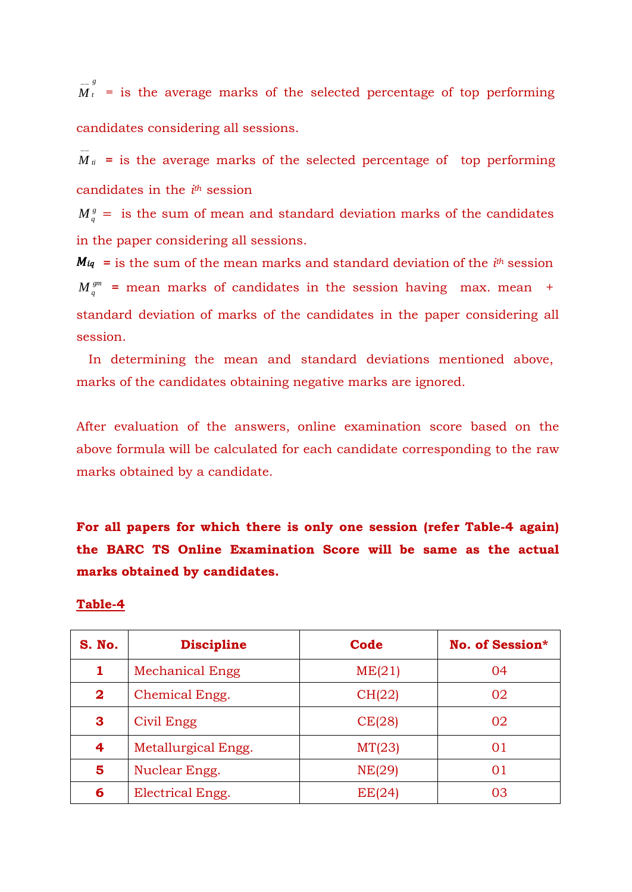$\overline{M}_t^g$ = is the average marks of the selected percentage of top performing candidates considering all sessions.

$\overline{M}_{ti}$ = is the average marks of the selected percentage of top performing candidates in the $i^{th}$ session

$M_q^g$ = is the sum of mean and standard deviation marks of the candidates in the paper considering all sessions.

$M_{iq}$ = is the sum of the mean marks and standard deviation of the $i^{th}$ session

$M_q^{gm}$ = mean marks of candidates in the session having max. mean + standard deviation of marks of the candidates in the paper considering all session.

In determining the mean and standard deviations mentioned above, marks of the candidates obtaining negative marks are ignored.

After evaluation of the answers, online examination score based on the above formula will be calculated for each candidate corresponding to the raw marks obtained by a candidate.

**For all papers for which there is only one session (refer Table-4 again) the BARC TS Online Examination Score will be same as the actual marks obtained by candidates.**

**Table-4**

| S. No. | Discipline | Code | No. of Session* |
|---|---|---|---|
| 1 | Mechanical Engg | ME(21) | 04 |
| 2 | Chemical Engg. | CH(22) | 02 |
| 3 | Civil Engg | CE(28) | 02 |
| 4 | Metallurgical Engg. | MT(23) | 01 |
| 5 | Nuclear Engg. | NE(29) | 01 |
| 6 | Electrical Engg. | EE(24) | 03 |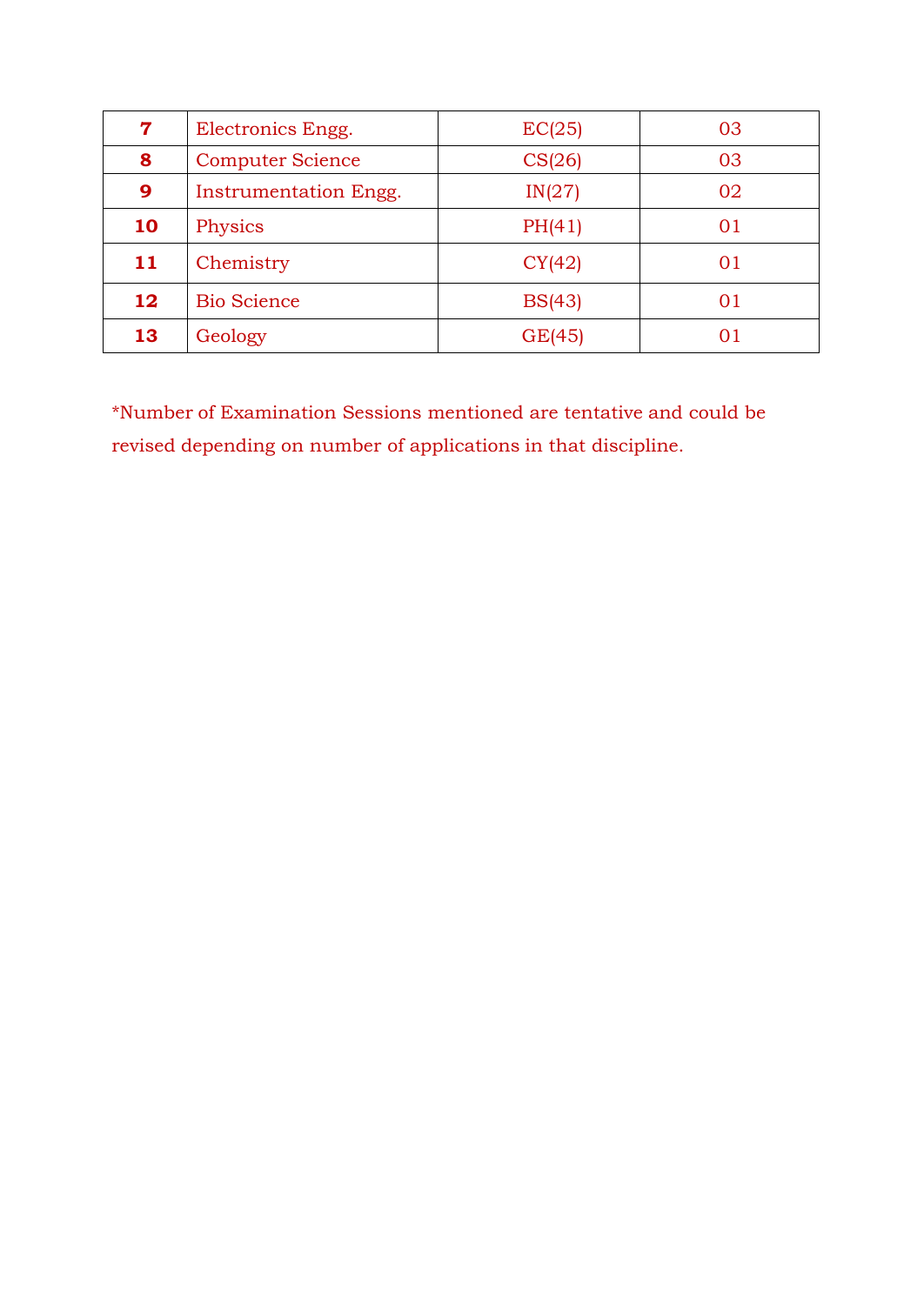| | | | |
|---|---|---|---|
| **7** | Electronics Engg. | EC(25) | 03 |
| **8** | Computer Science | CS(26) | 03 |
| **9** | Instrumentation Engg. | IN(27) | 02 |
| **10** | Physics | PH(41) | 01 |
| **11** | Chemistry | CY(42) | 01 |
| **12** | Bio Science | BS(43) | 01 |
| **13** | Geology | GE(45) | 01 |

*Number of Examination Sessions mentioned are tentative and could be revised depending on number of applications in that discipline.